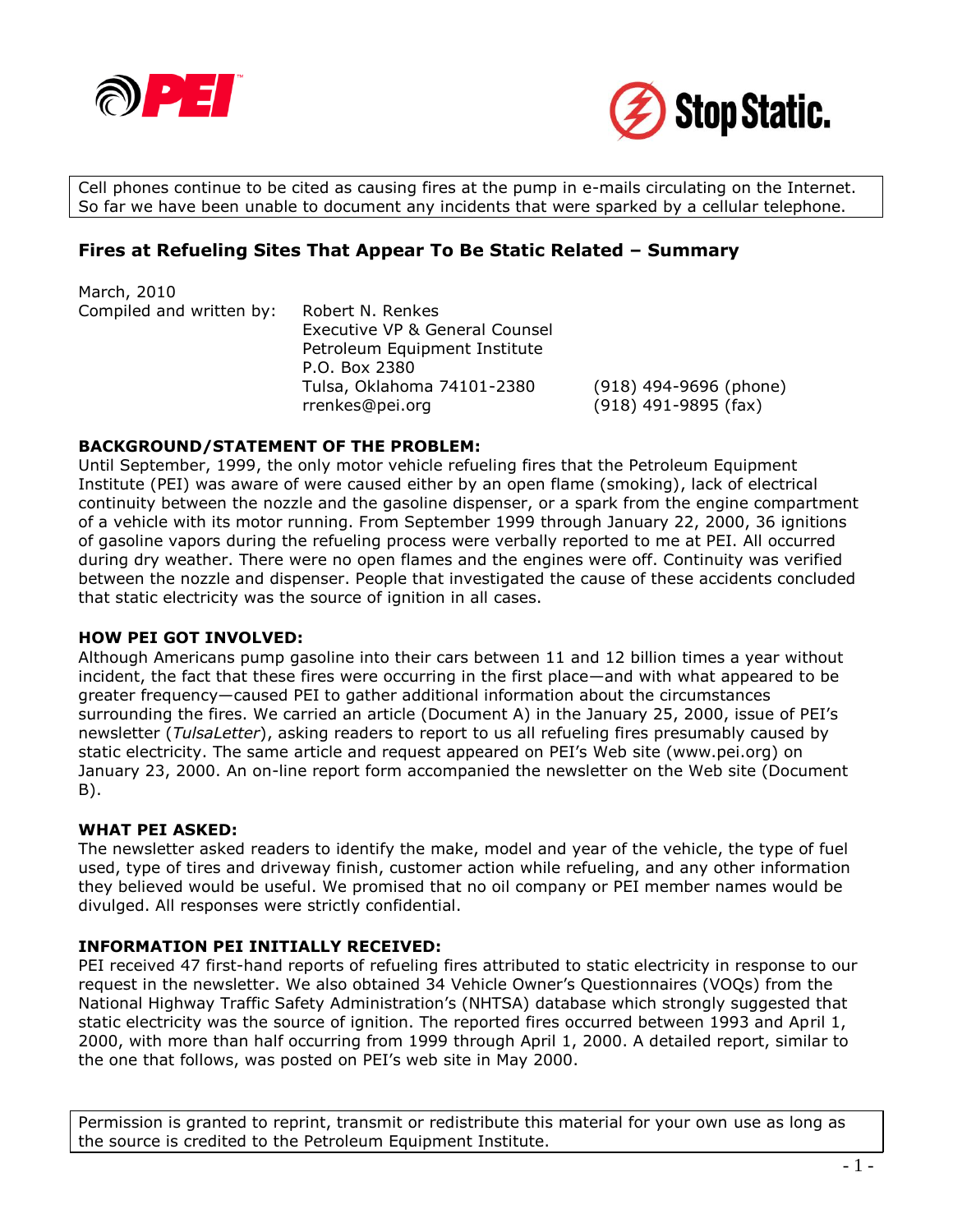Cell phones continue to be cited as causing fires at the pump in e-mails circulating on the Internet. So far we have been unable to document any incidents that were sparked by a cellular telephone.

## Fires at Refueling Sites That Appear To Be Static Related – Summary

March, 2010

Compiled and written by: Robert N. Renkes
Executive VP & General Counsel
Petroleum Equipment Institute
P.O. Box 2380
Tulsa, Oklahoma 74101-2380 (918) 494-9696 (phone)
rrenkes@pei.org (918) 491-9895 (fax)

**BACKGROUND/STATEMENT OF THE PROBLEM:**

Until September, 1999, the only motor vehicle refueling fires that the Petroleum Equipment Institute (PEI) was aware of were caused either by an open flame (smoking), lack of electrical continuity between the nozzle and the gasoline dispenser, or a spark from the engine compartment of a vehicle with its motor running. From September 1999 through January 22, 2000, 36 ignitions of gasoline vapors during the refueling process were verbally reported to me at PEI. All occurred during dry weather. There were no open flames and the engines were off. Continuity was verified between the nozzle and dispenser. People that investigated the cause of these accidents concluded that static electricity was the source of ignition in all cases.

**HOW PEI GOT INVOLVED:**

Although Americans pump gasoline into their cars between 11 and 12 billion times a year without incident, the fact that these fires were occurring in the first place—and with what appeared to be greater frequency—caused PEI to gather additional information about the circumstances surrounding the fires. We carried an article (Document A) in the January 25, 2000, issue of PEI's newsletter (*TulsaLetter*), asking readers to report to us all refueling fires presumably caused by static electricity. The same article and request appeared on PEI's Web site (www.pei.org) on January 23, 2000. An on-line report form accompanied the newsletter on the Web site (Document B).

**WHAT PEI ASKED:**

The newsletter asked readers to identify the make, model and year of the vehicle, the type of fuel used, type of tires and driveway finish, customer action while refueling, and any other information they believed would be useful. We promised that no oil company or PEI member names would be divulged. All responses were strictly confidential.

**INFORMATION PEI INITIALLY RECEIVED:**

PEI received 47 first-hand reports of refueling fires attributed to static electricity in response to our request in the newsletter. We also obtained 34 Vehicle Owner's Questionnaires (VOQs) from the National Highway Traffic Safety Administration's (NHTSA) database which strongly suggested that static electricity was the source of ignition. The reported fires occurred between 1993 and April 1, 2000, with more than half occurring from 1999 through April 1, 2000. A detailed report, similar to the one that follows, was posted on PEI's web site in May 2000.

Permission is granted to reprint, transmit or redistribute this material for your own use as long as the source is credited to the Petroleum Equipment Institute.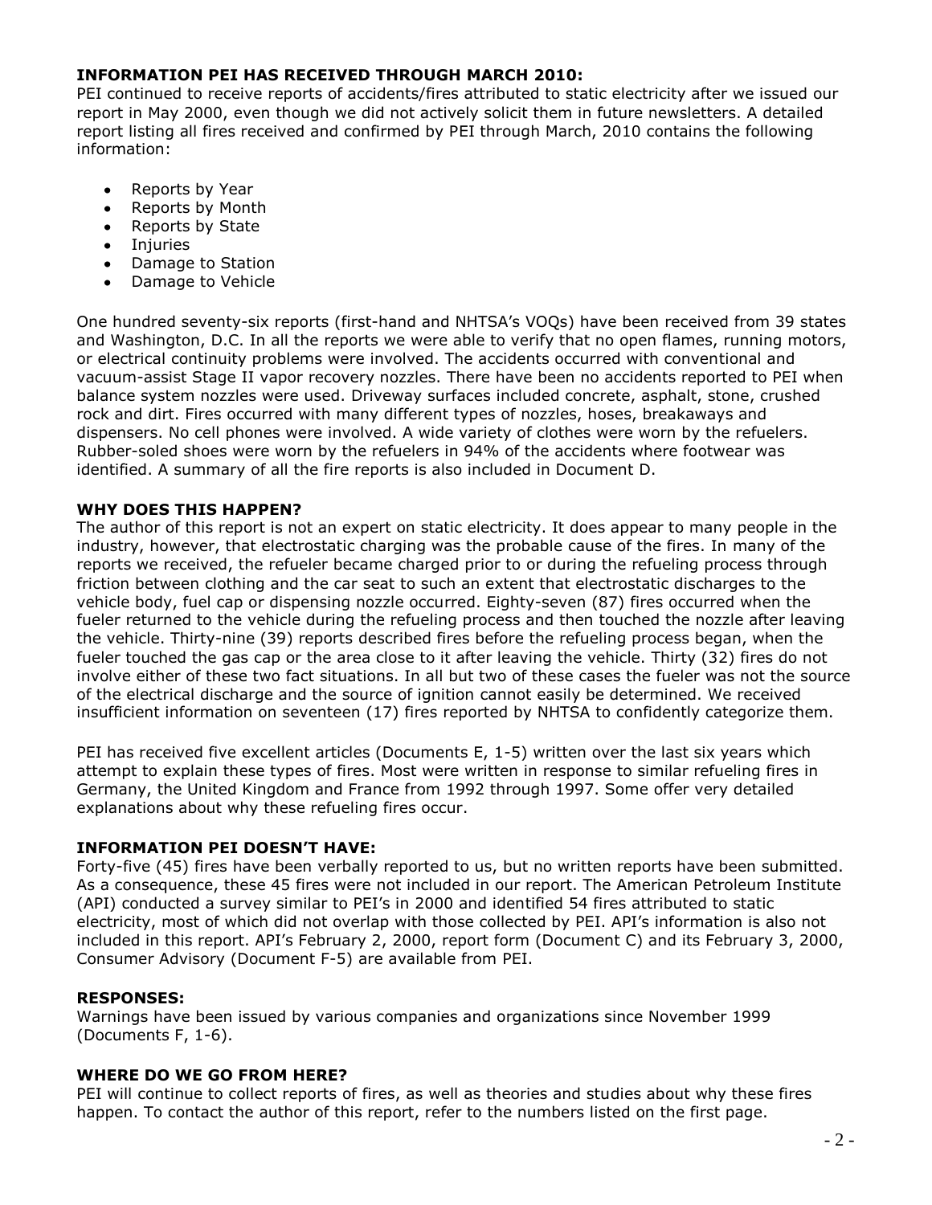## INFORMATION PEI HAS RECEIVED THROUGH MARCH 2010:

PEI continued to receive reports of accidents/fires attributed to static electricity after we issued our report in May 2000, even though we did not actively solicit them in future newsletters. A detailed report listing all fires received and confirmed by PEI through March, 2010 contains the following information:

- Reports by Year
- Reports by Month
- Reports by State
- Injuries
- Damage to Station
- Damage to Vehicle

One hundred seventy-six reports (first-hand and NHTSA's VOQs) have been received from 39 states and Washington, D.C. In all the reports we were able to verify that no open flames, running motors, or electrical continuity problems were involved. The accidents occurred with conventional and vacuum-assist Stage II vapor recovery nozzles. There have been no accidents reported to PEI when balance system nozzles were used. Driveway surfaces included concrete, asphalt, stone, crushed rock and dirt. Fires occurred with many different types of nozzles, hoses, breakaways and dispensers. No cell phones were involved. A wide variety of clothes were worn by the refuelers. Rubber-soled shoes were worn by the refuelers in 94% of the accidents where footwear was identified. A summary of all the fire reports is also included in Document D.

## WHY DOES THIS HAPPEN?

The author of this report is not an expert on static electricity. It does appear to many people in the industry, however, that electrostatic charging was the probable cause of the fires. In many of the reports we received, the refueler became charged prior to or during the refueling process through friction between clothing and the car seat to such an extent that electrostatic discharges to the vehicle body, fuel cap or dispensing nozzle occurred. Eighty-seven (87) fires occurred when the fueler returned to the vehicle during the refueling process and then touched the nozzle after leaving the vehicle. Thirty-nine (39) reports described fires before the refueling process began, when the fueler touched the gas cap or the area close to it after leaving the vehicle. Thirty (32) fires do not involve either of these two fact situations. In all but two of these cases the fueler was not the source of the electrical discharge and the source of ignition cannot easily be determined. We received insufficient information on seventeen (17) fires reported by NHTSA to confidently categorize them.

PEI has received five excellent articles (Documents E, 1-5) written over the last six years which attempt to explain these types of fires. Most were written in response to similar refueling fires in Germany, the United Kingdom and France from 1992 through 1997. Some offer very detailed explanations about why these refueling fires occur.

## INFORMATION PEI DOESN'T HAVE:

Forty-five (45) fires have been verbally reported to us, but no written reports have been submitted. As a consequence, these 45 fires were not included in our report. The American Petroleum Institute (API) conducted a survey similar to PEI's in 2000 and identified 54 fires attributed to static electricity, most of which did not overlap with those collected by PEI. API's information is also not included in this report. API's February 2, 2000, report form (Document C) and its February 3, 2000, Consumer Advisory (Document F-5) are available from PEI.

## RESPONSES:

Warnings have been issued by various companies and organizations since November 1999 (Documents F, 1-6).

## WHERE DO WE GO FROM HERE?

PEI will continue to collect reports of fires, as well as theories and studies about why these fires happen. To contact the author of this report, refer to the numbers listed on the first page.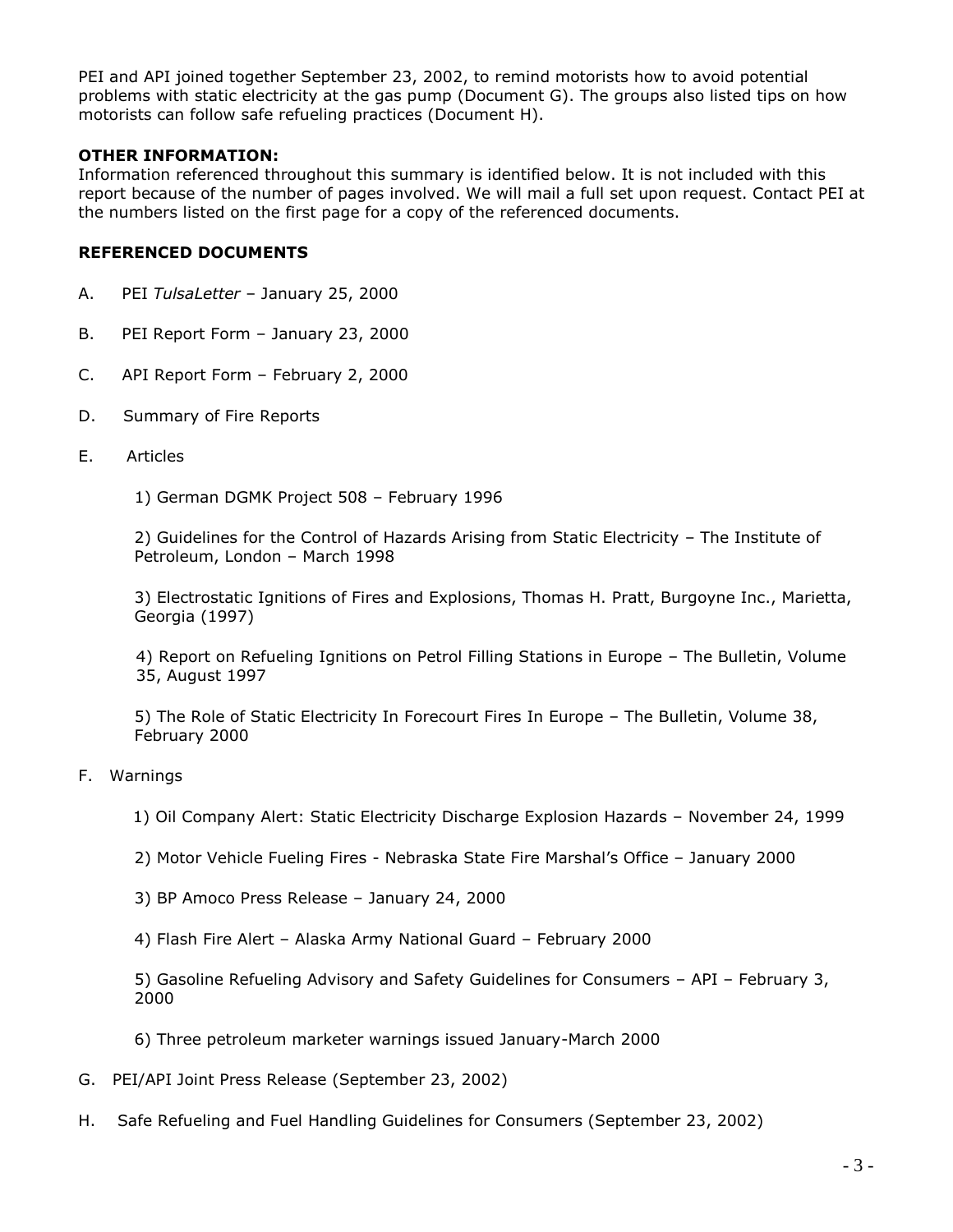PEI and API joined together September 23, 2002, to remind motorists how to avoid potential problems with static electricity at the gas pump (Document G). The groups also listed tips on how motorists can follow safe refueling practices (Document H).

**OTHER INFORMATION:**

Information referenced throughout this summary is identified below. It is not included with this report because of the number of pages involved. We will mail a full set upon request. Contact PEI at the numbers listed on the first page for a copy of the referenced documents.

**REFERENCED DOCUMENTS**

A. PEI *TulsaLetter* – January 25, 2000

B. PEI Report Form – January 23, 2000

C. API Report Form – February 2, 2000

D. Summary of Fire Reports

E. Articles

   1) German DGMK Project 508 – February 1996

   2) Guidelines for the Control of Hazards Arising from Static Electricity – The Institute of Petroleum, London – March 1998

   3) Electrostatic Ignitions of Fires and Explosions, Thomas H. Pratt, Burgoyne Inc., Marietta, Georgia (1997)

   4) Report on Refueling Ignitions on Petrol Filling Stations in Europe – The Bulletin, Volume 35, August 1997

   5) The Role of Static Electricity In Forecourt Fires In Europe – The Bulletin, Volume 38, February 2000

F. Warnings

   1) Oil Company Alert: Static Electricity Discharge Explosion Hazards – November 24, 1999

   2) Motor Vehicle Fueling Fires - Nebraska State Fire Marshal's Office – January 2000

   3) BP Amoco Press Release – January 24, 2000

   4) Flash Fire Alert – Alaska Army National Guard – February 2000

   5) Gasoline Refueling Advisory and Safety Guidelines for Consumers – API – February 3, 2000

   6) Three petroleum marketer warnings issued January-March 2000

G. PEI/API Joint Press Release (September 23, 2002)

H. Safe Refueling and Fuel Handling Guidelines for Consumers (September 23, 2002)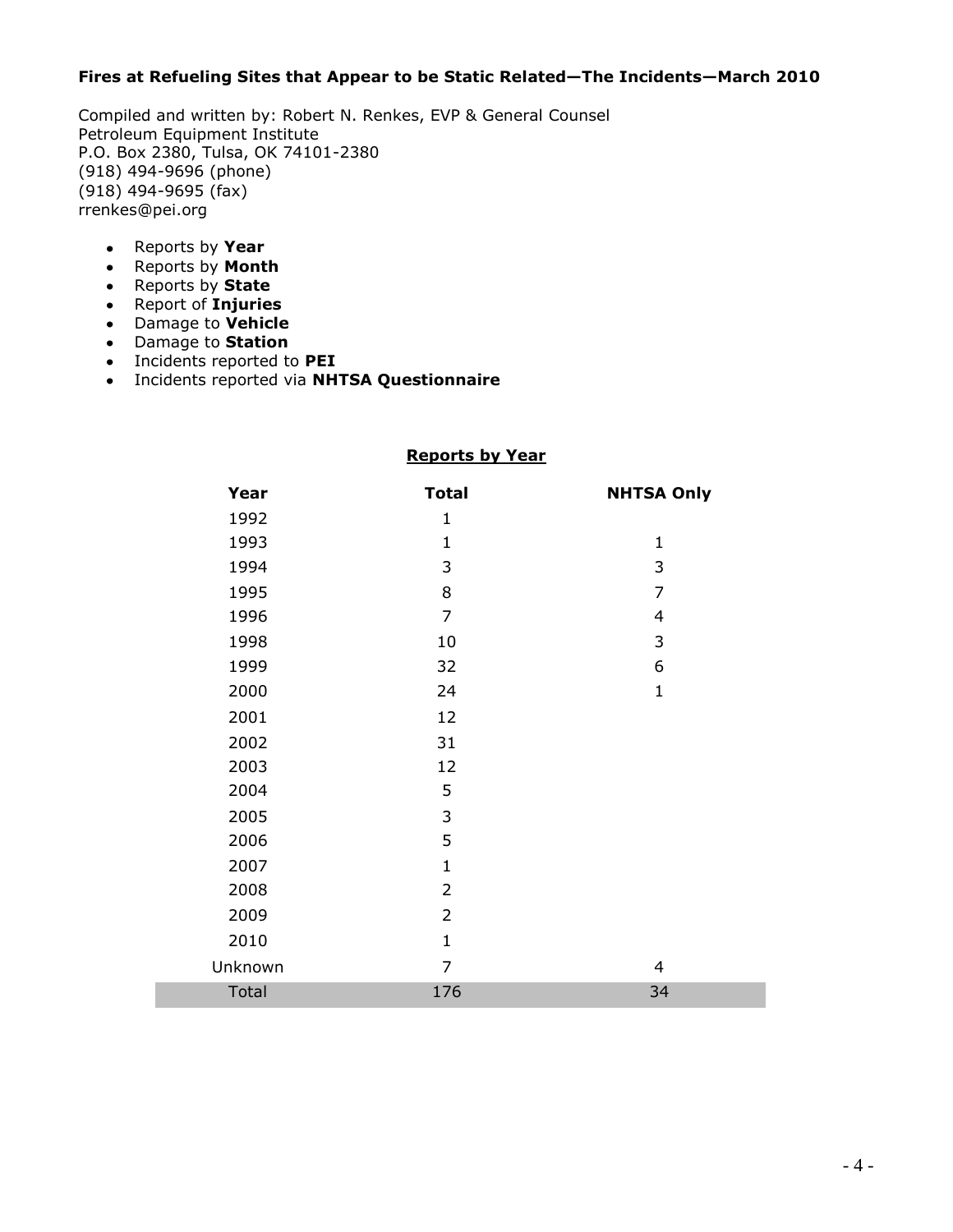**Fires at Refueling Sites that Appear to be Static Related—The Incidents—March 2010**

Compiled and written by: Robert N. Renkes, EVP & General Counsel
Petroleum Equipment Institute
P.O. Box 2380, Tulsa, OK 74101-2380
(918) 494-9696 (phone)
(918) 494-9695 (fax)
rrenkes@pei.org

- Reports by **Year**
- Reports by **Month**
- Reports by **State**
- Report of **Injuries**
- Damage to **Vehicle**
- Damage to **Station**
- Incidents reported to **PEI**
- Incidents reported via **NHTSA Questionnaire**

## Reports by Year

| Year | Total | NHTSA Only |
|---|---|---|
| 1992 | 1 | |
| 1993 | 1 | 1 |
| 1994 | 3 | 3 |
| 1995 | 8 | 7 |
| 1996 | 7 | 4 |
| 1998 | 10 | 3 |
| 1999 | 32 | 6 |
| 2000 | 24 | 1 |
| 2001 | 12 | |
| 2002 | 31 | |
| 2003 | 12 | |
| 2004 | 5 | |
| 2005 | 3 | |
| 2006 | 5 | |
| 2007 | 1 | |
| 2008 | 2 | |
| 2009 | 2 | |
| 2010 | 1 | |
| Unknown | 7 | 4 |
| Total | 176 | 34 |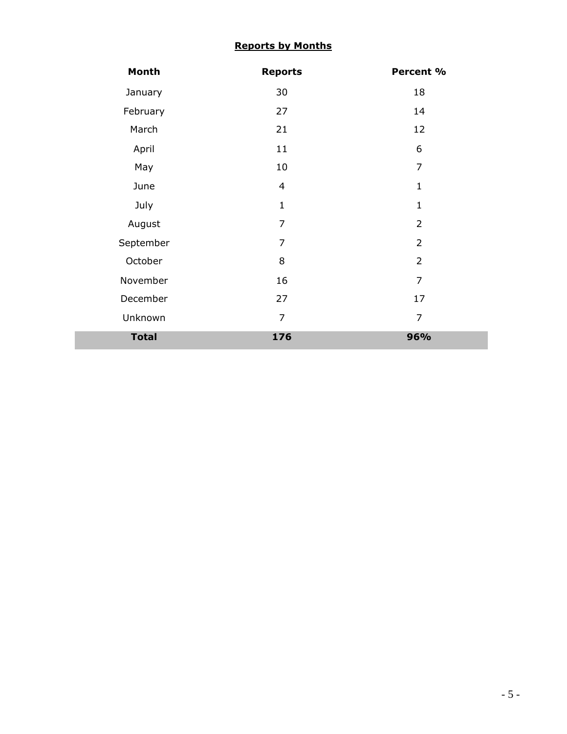**Reports by Months**

| Month | Reports | Percent % |
|---|---|---|
| January | 30 | 18 |
| February | 27 | 14 |
| March | 21 | 12 |
| April | 11 | 6 |
| May | 10 | 7 |
| June | 4 | 1 |
| July | 1 | 1 |
| August | 7 | 2 |
| September | 7 | 2 |
| October | 8 | 2 |
| November | 16 | 7 |
| December | 27 | 17 |
| Unknown | 7 | 7 |
| **Total** | **176** | **96%** |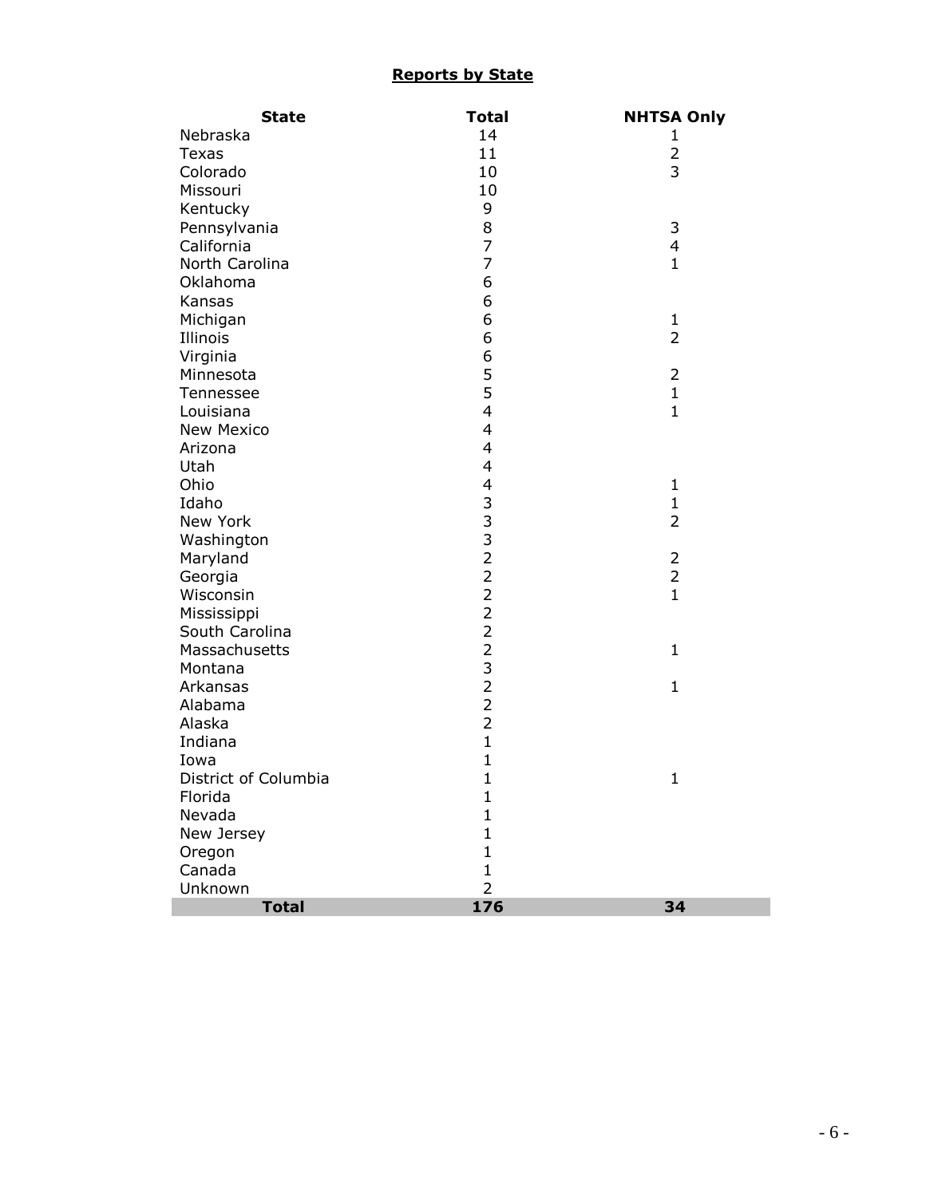**Reports by State**

| State | Total | NHTSA Only |
|---|---|---|
| Nebraska | 14 | 1 |
| Texas | 11 | 2 |
| Colorado | 10 | 3 |
| Missouri | 10 | |
| Kentucky | 9 | |
| Pennsylvania | 8 | 3 |
| California | 7 | 4 |
| North Carolina | 7 | 1 |
| Oklahoma | 6 | |
| Kansas | 6 | |
| Michigan | 6 | 1 |
| Illinois | 6 | 2 |
| Virginia | 6 | |
| Minnesota | 5 | 2 |
| Tennessee | 5 | 1 |
| Louisiana | 4 | 1 |
| New Mexico | 4 | |
| Arizona | 4 | |
| Utah | 4 | |
| Ohio | 4 | 1 |
| Idaho | 3 | 1 |
| New York | 3 | 2 |
| Washington | 3 | |
| Maryland | 2 | 2 |
| Georgia | 2 | 2 |
| Wisconsin | 2 | 1 |
| Mississippi | 2 | |
| South Carolina | 2 | |
| Massachusetts | 2 | 1 |
| Montana | 3 | |
| Arkansas | 2 | 1 |
| Alabama | 2 | |
| Alaska | 2 | |
| Indiana | 1 | |
| Iowa | 1 | |
| District of Columbia | 1 | 1 |
| Florida | 1 | |
| Nevada | 1 | |
| New Jersey | 1 | |
| Oregon | 1 | |
| Canada | 1 | |
| Unknown | 2 | |
| **Total** | **176** | **34** |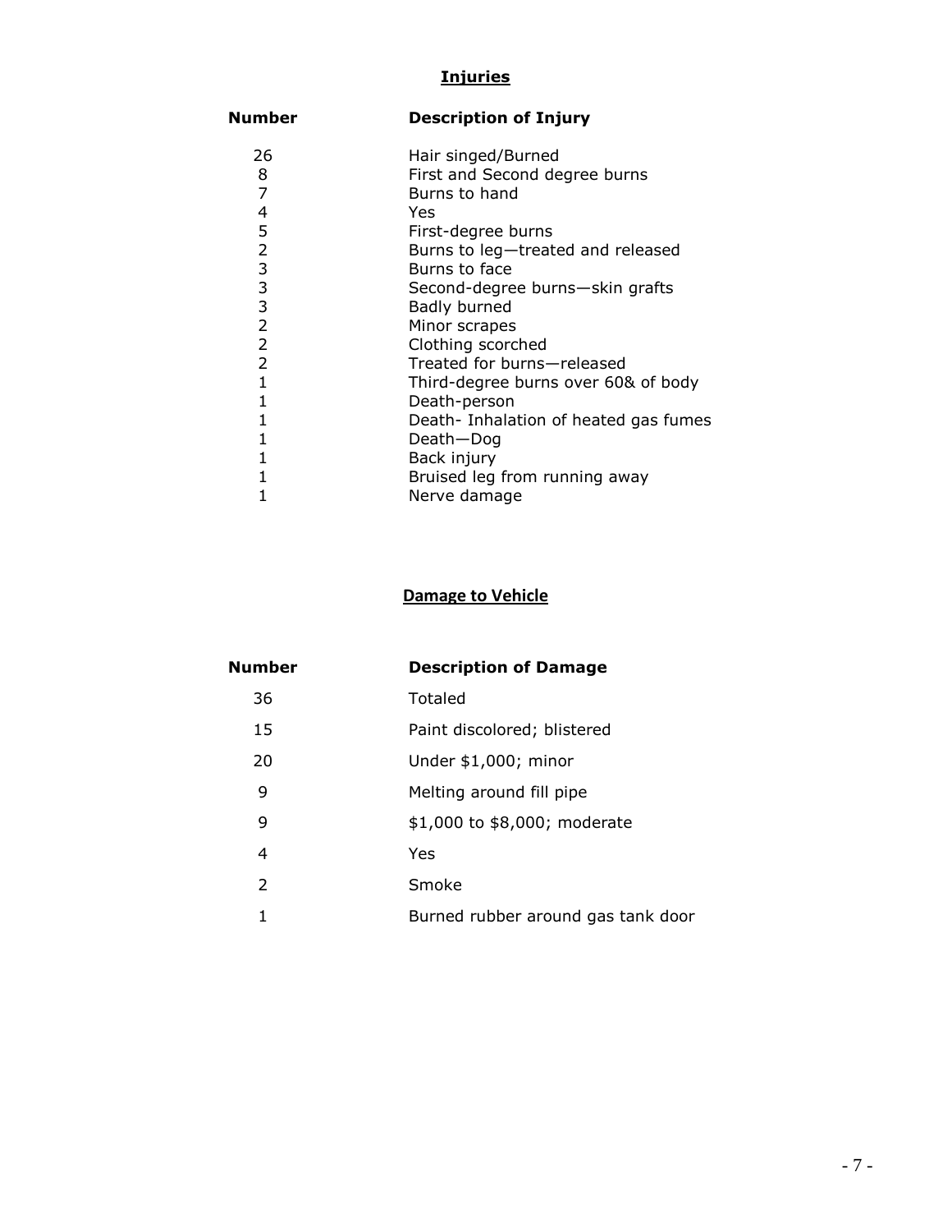## Injuries

| Number | Description of Injury |
|---|---|
| 26 | Hair singed/Burned |
| 8 | First and Second degree burns |
| 7 | Burns to hand |
| 4 | Yes |
| 5 | First-degree burns |
| 2 | Burns to leg—treated and released |
| 3 | Burns to face |
| 3 | Second-degree burns—skin grafts |
| 3 | Badly burned |
| 2 | Minor scrapes |
| 2 | Clothing scorched |
| 2 | Treated for burns—released |
| 1 | Third-degree burns over 60& of body |
| 1 | Death-person |
| 1 | Death- Inhalation of heated gas fumes |
| 1 | Death—Dog |
| 1 | Back injury |
| 1 | Bruised leg from running away |
| 1 | Nerve damage |

## Damage to Vehicle

| Number | Description of Damage |
|---|---|
| 36 | Totaled |
| 15 | Paint discolored; blistered |
| 20 | Under $1,000; minor |
| 9 | Melting around fill pipe |
| 9 | $1,000 to $8,000; moderate |
| 4 | Yes |
| 2 | Smoke |
| 1 | Burned rubber around gas tank door |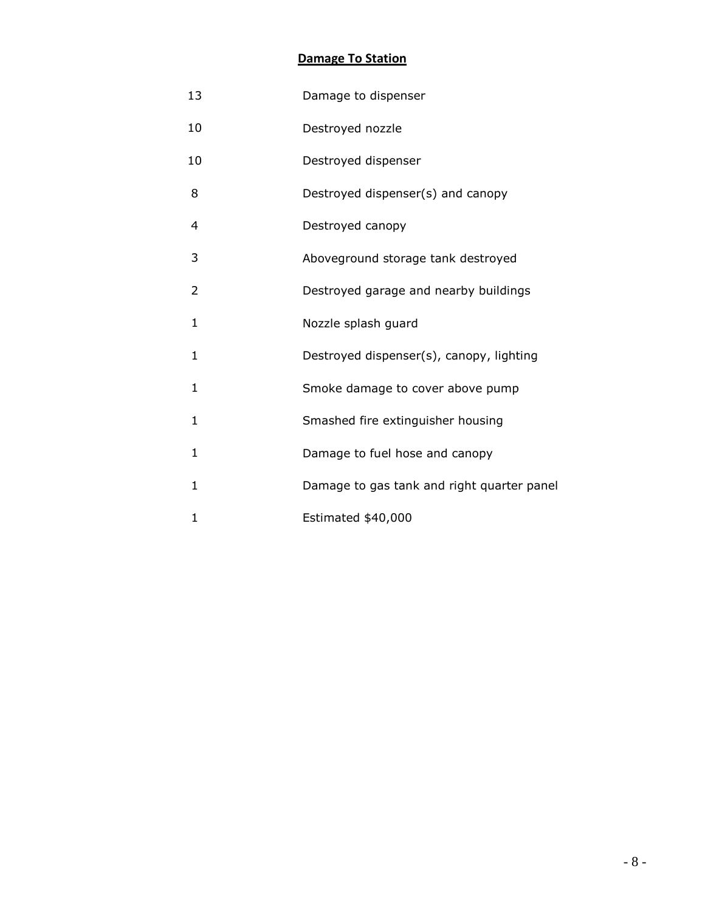**Damage To Station**

| | |
|---|---|
| 13 | Damage to dispenser |
| 10 | Destroyed nozzle |
| 10 | Destroyed dispenser |
| 8 | Destroyed dispenser(s) and canopy |
| 4 | Destroyed canopy |
| 3 | Aboveground storage tank destroyed |
| 2 | Destroyed garage and nearby buildings |
| 1 | Nozzle splash guard |
| 1 | Destroyed dispenser(s), canopy, lighting |
| 1 | Smoke damage to cover above pump |
| 1 | Smashed fire extinguisher housing |
| 1 | Damage to fuel hose and canopy |
| 1 | Damage to gas tank and right quarter panel |
| 1 | Estimated $40,000 |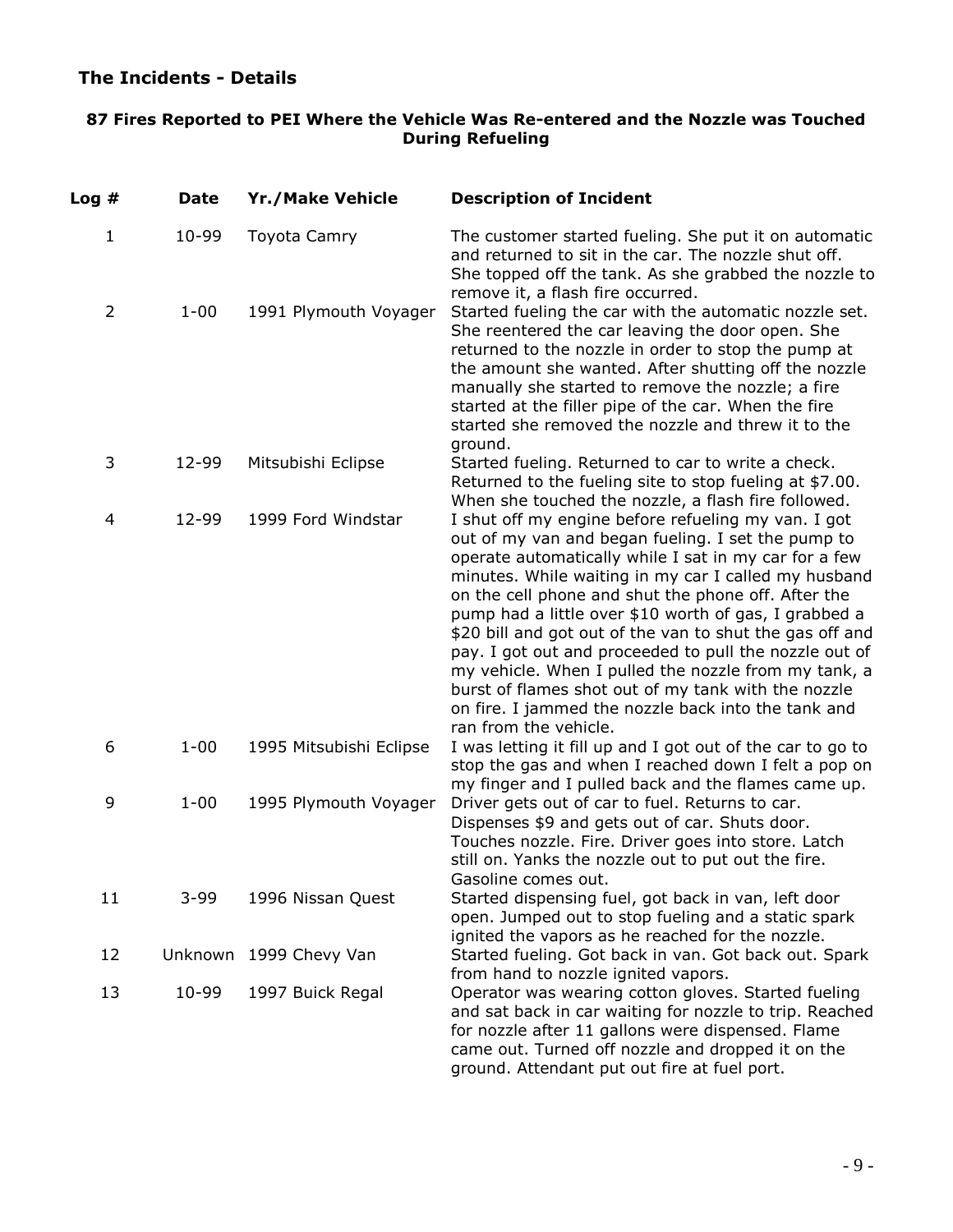## The Incidents - Details

**87 Fires Reported to PEI Where the Vehicle Was Re-entered and the Nozzle was Touched During Refueling**

| Log # | Date | Yr./Make Vehicle | Description of Incident |
|---|---|---|---|
| 1 | 10-99 | Toyota Camry | The customer started fueling. She put it on automatic and returned to sit in the car. The nozzle shut off. She topped off the tank. As she grabbed the nozzle to remove it, a flash fire occurred. |
| 2 | 1-00 | 1991 Plymouth Voyager | Started fueling the car with the automatic nozzle set. She reentered the car leaving the door open. She returned to the nozzle in order to stop the pump at the amount she wanted. After shutting off the nozzle manually she started to remove the nozzle; a fire started at the filler pipe of the car. When the fire started she removed the nozzle and threw it to the ground. |
| 3 | 12-99 | Mitsubishi Eclipse | Started fueling. Returned to car to write a check. Returned to the fueling site to stop fueling at $7.00. When she touched the nozzle, a flash fire followed. |
| 4 | 12-99 | 1999 Ford Windstar | I shut off my engine before refueling my van. I got out of my van and began fueling. I set the pump to operate automatically while I sat in my car for a few minutes. While waiting in my car I called my husband on the cell phone and shut the phone off. After the pump had a little over $10 worth of gas, I grabbed a $20 bill and got out of the van to shut the gas off and pay. I got out and proceeded to pull the nozzle out of my vehicle. When I pulled the nozzle from my tank, a burst of flames shot out of my tank with the nozzle on fire. I jammed the nozzle back into the tank and ran from the vehicle. |
| 6 | 1-00 | 1995 Mitsubishi Eclipse | I was letting it fill up and I got out of the car to go to stop the gas and when I reached down I felt a pop on my finger and I pulled back and the flames came up. |
| 9 | 1-00 | 1995 Plymouth Voyager | Driver gets out of car to fuel. Returns to car. Dispenses $9 and gets out of car. Shuts door. Touches nozzle. Fire. Driver goes into store. Latch still on. Yanks the nozzle out to put out the fire. Gasoline comes out. |
| 11 | 3-99 | 1996 Nissan Quest | Started dispensing fuel, got back in van, left door open. Jumped out to stop fueling and a static spark ignited the vapors as he reached for the nozzle. |
| 12 | Unknown | 1999 Chevy Van | Started fueling. Got back in van. Got back out. Spark from hand to nozzle ignited vapors. |
| 13 | 10-99 | 1997 Buick Regal | Operator was wearing cotton gloves. Started fueling and sat back in car waiting for nozzle to trip. Reached for nozzle after 11 gallons were dispensed. Flame came out. Turned off nozzle and dropped it on the ground. Attendant put out fire at fuel port. |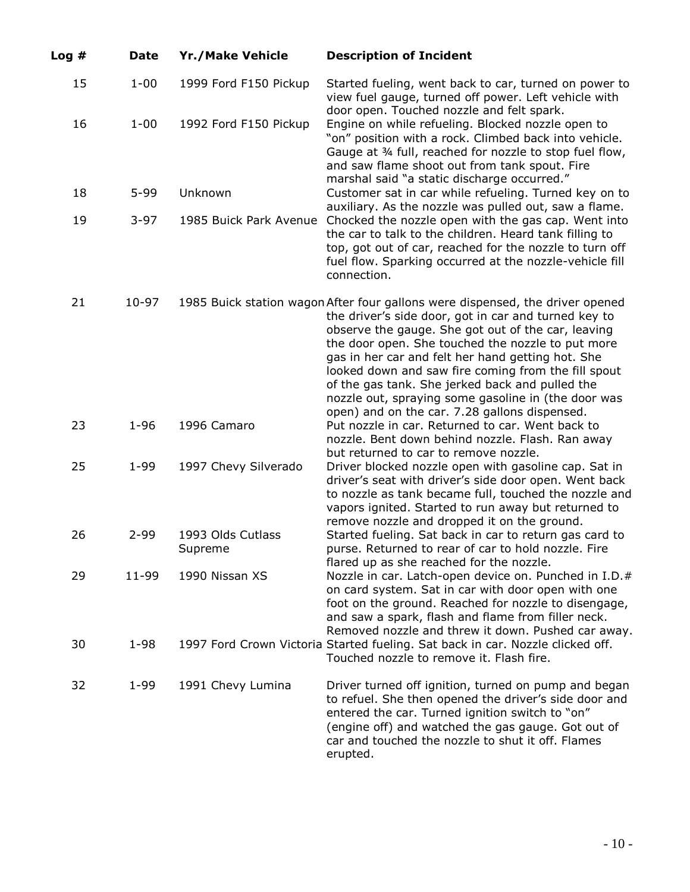| Log # | Date | Yr./Make Vehicle | Description of Incident |
|---|---|---|---|
| 15 | 1-00 | 1999 Ford F150 Pickup | Started fueling, went back to car, turned on power to view fuel gauge, turned off power. Left vehicle with door open. Touched nozzle and felt spark. |
| 16 | 1-00 | 1992 Ford F150 Pickup | Engine on while refueling. Blocked nozzle open to "on" position with a rock. Climbed back into vehicle. Gauge at ¾ full, reached for nozzle to stop fuel flow, and saw flame shoot out from tank spout. Fire marshal said "a static discharge occurred." |
| 18 | 5-99 | Unknown | Customer sat in car while refueling. Turned key on to auxiliary. As the nozzle was pulled out, saw a flame. |
| 19 | 3-97 | 1985 Buick Park Avenue | Chocked the nozzle open with the gas cap. Went into the car to talk to the children. Heard tank filling to top, got out of car, reached for the nozzle to turn off fuel flow. Sparking occurred at the nozzle-vehicle fill connection. |
| 21 | 10-97 | 1985 Buick station wagon | After four gallons were dispensed, the driver opened the driver's side door, got in car and turned key to observe the gauge. She got out of the car, leaving the door open. She touched the nozzle to put more gas in her car and felt her hand getting hot. She looked down and saw fire coming from the fill spout of the gas tank. She jerked back and pulled the nozzle out, spraying some gasoline in (the door was open) and on the car. 7.28 gallons dispensed. |
| 23 | 1-96 | 1996 Camaro | Put nozzle in car. Returned to car. Went back to nozzle. Bent down behind nozzle. Flash. Ran away but returned to car to remove nozzle. |
| 25 | 1-99 | 1997 Chevy Silverado | Driver blocked nozzle open with gasoline cap. Sat in driver's seat with driver's side door open. Went back to nozzle as tank became full, touched the nozzle and vapors ignited. Started to run away but returned to remove nozzle and dropped it on the ground. |
| 26 | 2-99 | 1993 Olds Cutlass Supreme | Started fueling. Sat back in car to return gas card to purse. Returned to rear of car to hold nozzle. Fire flared up as she reached for the nozzle. |
| 29 | 11-99 | 1990 Nissan XS | Nozzle in car. Latch-open device on. Punched in I.D.# on card system. Sat in car with door open with one foot on the ground. Reached for nozzle to disengage, and saw a spark, flash and flame from filler neck. Removed nozzle and threw it down. Pushed car away. |
| 30 | 1-98 | 1997 Ford Crown Victoria | Started fueling. Sat back in car. Nozzle clicked off. Touched nozzle to remove it. Flash fire. |
| 32 | 1-99 | 1991 Chevy Lumina | Driver turned off ignition, turned on pump and began to refuel. She then opened the driver's side door and entered the car. Turned ignition switch to "on" (engine off) and watched the gas gauge. Got out of car and touched the nozzle to shut it off. Flames erupted. |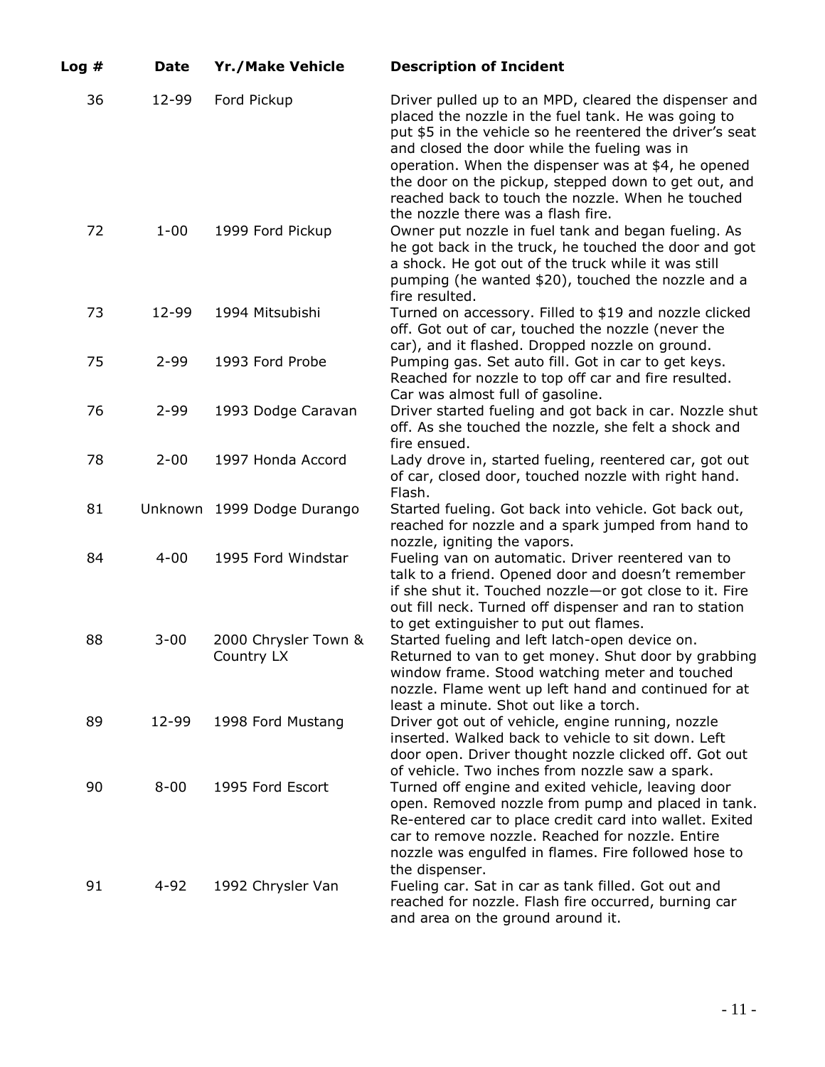| Log # | Date | Yr./Make Vehicle | Description of Incident |
|---|---|---|---|
| 36 | 12-99 | Ford Pickup | Driver pulled up to an MPD, cleared the dispenser and placed the nozzle in the fuel tank. He was going to put $5 in the vehicle so he reentered the driver's seat and closed the door while the fueling was in operation. When the dispenser was at $4, he opened the door on the pickup, stepped down to get out, and reached back to touch the nozzle. When he touched the nozzle there was a flash fire. |
| 72 | 1-00 | 1999 Ford Pickup | Owner put nozzle in fuel tank and began fueling. As he got back in the truck, he touched the door and got a shock. He got out of the truck while it was still pumping (he wanted $20), touched the nozzle and a fire resulted. |
| 73 | 12-99 | 1994 Mitsubishi | Turned on accessory. Filled to $19 and nozzle clicked off. Got out of car, touched the nozzle (never the car), and it flashed. Dropped nozzle on ground. |
| 75 | 2-99 | 1993 Ford Probe | Pumping gas. Set auto fill. Got in car to get keys. Reached for nozzle to top off car and fire resulted. Car was almost full of gasoline. |
| 76 | 2-99 | 1993 Dodge Caravan | Driver started fueling and got back in car. Nozzle shut off. As she touched the nozzle, she felt a shock and fire ensued. |
| 78 | 2-00 | 1997 Honda Accord | Lady drove in, started fueling, reentered car, got out of car, closed door, touched nozzle with right hand. Flash. |
| 81 | Unknown | 1999 Dodge Durango | Started fueling. Got back into vehicle. Got back out, reached for nozzle and a spark jumped from hand to nozzle, igniting the vapors. |
| 84 | 4-00 | 1995 Ford Windstar | Fueling van on automatic. Driver reentered van to talk to a friend. Opened door and doesn't remember if she shut it. Touched nozzle—or got close to it. Fire out fill neck. Turned off dispenser and ran to station to get extinguisher to put out flames. |
| 88 | 3-00 | 2000 Chrysler Town & Country LX | Started fueling and left latch-open device on. Returned to van to get money. Shut door by grabbing window frame. Stood watching meter and touched nozzle. Flame went up left hand and continued for at least a minute. Shot out like a torch. |
| 89 | 12-99 | 1998 Ford Mustang | Driver got out of vehicle, engine running, nozzle inserted. Walked back to vehicle to sit down. Left door open. Driver thought nozzle clicked off. Got out of vehicle. Two inches from nozzle saw a spark. |
| 90 | 8-00 | 1995 Ford Escort | Turned off engine and exited vehicle, leaving door open. Removed nozzle from pump and placed in tank. Re-entered car to place credit card into wallet. Exited car to remove nozzle. Reached for nozzle. Entire nozzle was engulfed in flames. Fire followed hose to the dispenser. |
| 91 | 4-92 | 1992 Chrysler Van | Fueling car. Sat in car as tank filled. Got out and reached for nozzle. Flash fire occurred, burning car and area on the ground around it. |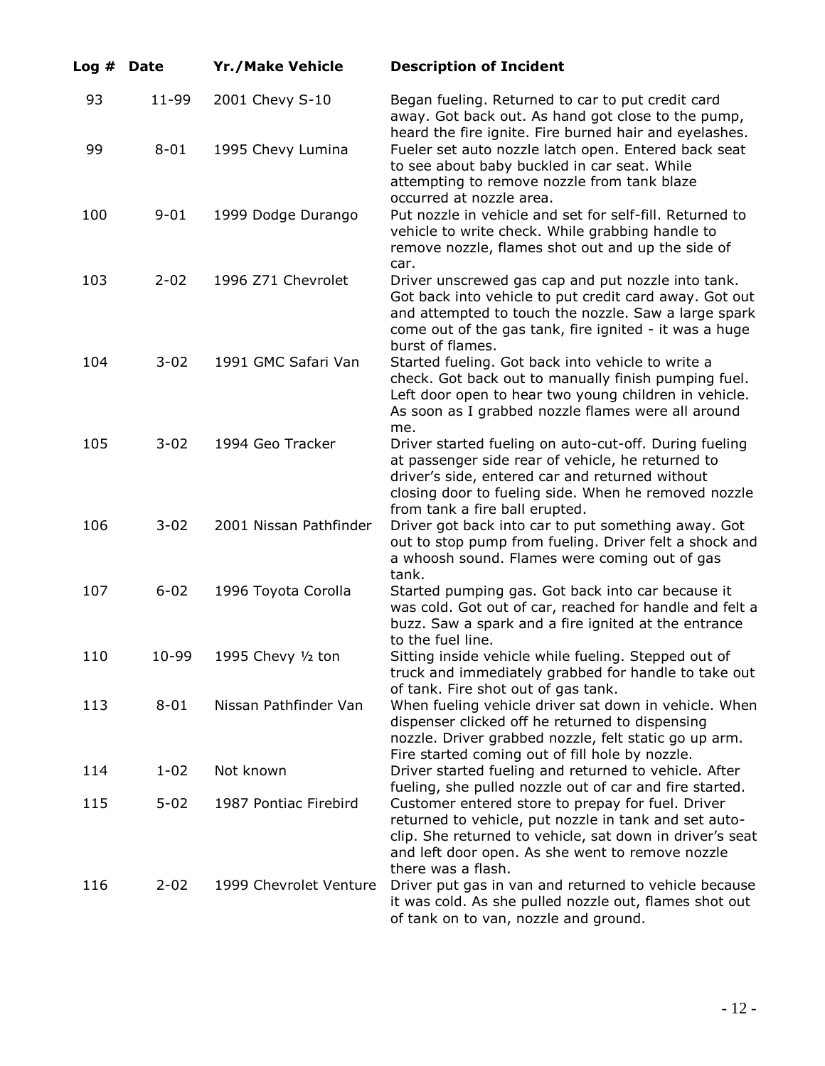| Log # | Date | Yr./Make Vehicle | Description of Incident |
|---|---|---|---|
| 93 | 11-99 | 2001 Chevy S-10 | Began fueling. Returned to car to put credit card away. Got back out. As hand got close to the pump, heard the fire ignite. Fire burned hair and eyelashes. |
| 99 | 8-01 | 1995 Chevy Lumina | Fueler set auto nozzle latch open. Entered back seat to see about baby buckled in car seat. While attempting to remove nozzle from tank blaze occurred at nozzle area. |
| 100 | 9-01 | 1999 Dodge Durango | Put nozzle in vehicle and set for self-fill. Returned to vehicle to write check. While grabbing handle to remove nozzle, flames shot out and up the side of car. |
| 103 | 2-02 | 1996 Z71 Chevrolet | Driver unscrewed gas cap and put nozzle into tank. Got back into vehicle to put credit card away. Got out and attempted to touch the nozzle. Saw a large spark come out of the gas tank, fire ignited - it was a huge burst of flames. |
| 104 | 3-02 | 1991 GMC Safari Van | Started fueling. Got back into vehicle to write a check. Got back out to manually finish pumping fuel. Left door open to hear two young children in vehicle. As soon as I grabbed nozzle flames were all around me. |
| 105 | 3-02 | 1994 Geo Tracker | Driver started fueling on auto-cut-off. During fueling at passenger side rear of vehicle, he returned to driver's side, entered car and returned without closing door to fueling side. When he removed nozzle from tank a fire ball erupted. |
| 106 | 3-02 | 2001 Nissan Pathfinder | Driver got back into car to put something away. Got out to stop pump from fueling. Driver felt a shock and a whoosh sound. Flames were coming out of gas tank. |
| 107 | 6-02 | 1996 Toyota Corolla | Started pumping gas. Got back into car because it was cold. Got out of car, reached for handle and felt a buzz. Saw a spark and a fire ignited at the entrance to the fuel line. |
| 110 | 10-99 | 1995 Chevy ½ ton | Sitting inside vehicle while fueling. Stepped out of truck and immediately grabbed for handle to take out of tank. Fire shot out of gas tank. |
| 113 | 8-01 | Nissan Pathfinder Van | When fueling vehicle driver sat down in vehicle. When dispenser clicked off he returned to dispensing nozzle. Driver grabbed nozzle, felt static go up arm. Fire started coming out of fill hole by nozzle. |
| 114 | 1-02 | Not known | Driver started fueling and returned to vehicle. After fueling, she pulled nozzle out of car and fire started. |
| 115 | 5-02 | 1987 Pontiac Firebird | Customer entered store to prepay for fuel. Driver returned to vehicle, put nozzle in tank and set auto-clip. She returned to vehicle, sat down in driver's seat and left door open. As she went to remove nozzle there was a flash. |
| 116 | 2-02 | 1999 Chevrolet Venture | Driver put gas in van and returned to vehicle because it was cold. As she pulled nozzle out, flames shot out of tank on to van, nozzle and ground. |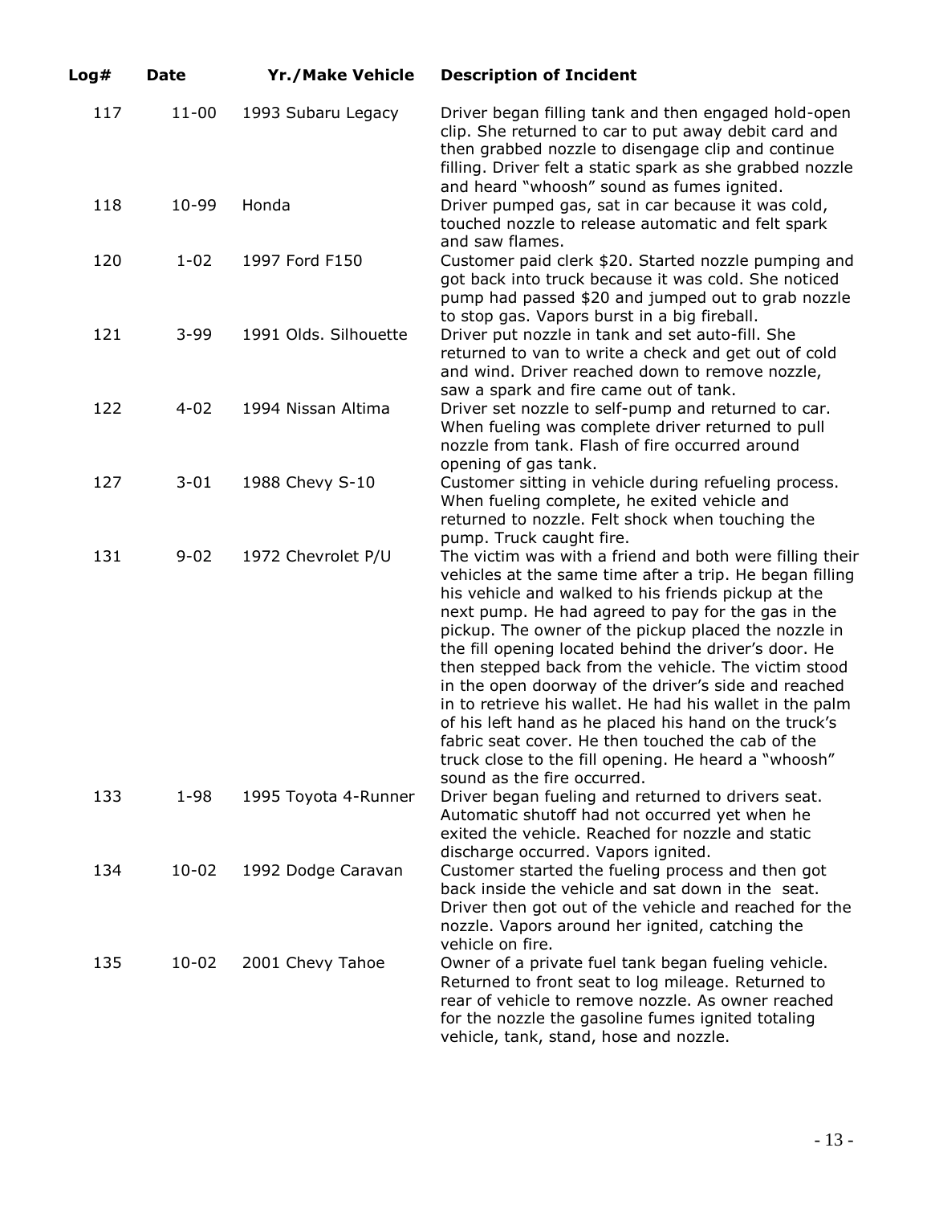| Log# | Date | Yr./Make Vehicle | Description of Incident |
| --- | --- | --- | --- |
| 117 | 11-00 | 1993 Subaru Legacy | Driver began filling tank and then engaged hold-open clip. She returned to car to put away debit card and then grabbed nozzle to disengage clip and continue filling. Driver felt a static spark as she grabbed nozzle and heard "whoosh" sound as fumes ignited. |
| 118 | 10-99 | Honda | Driver pumped gas, sat in car because it was cold, touched nozzle to release automatic and felt spark and saw flames. |
| 120 | 1-02 | 1997 Ford F150 | Customer paid clerk $20. Started nozzle pumping and got back into truck because it was cold. She noticed pump had passed $20 and jumped out to grab nozzle to stop gas. Vapors burst in a big fireball. |
| 121 | 3-99 | 1991 Olds. Silhouette | Driver put nozzle in tank and set auto-fill. She returned to van to write a check and get out of cold and wind. Driver reached down to remove nozzle, saw a spark and fire came out of tank. |
| 122 | 4-02 | 1994 Nissan Altima | Driver set nozzle to self-pump and returned to car. When fueling was complete driver returned to pull nozzle from tank. Flash of fire occurred around opening of gas tank. |
| 127 | 3-01 | 1988 Chevy S-10 | Customer sitting in vehicle during refueling process. When fueling complete, he exited vehicle and returned to nozzle. Felt shock when touching the pump. Truck caught fire. |
| 131 | 9-02 | 1972 Chevrolet P/U | The victim was with a friend and both were filling their vehicles at the same time after a trip. He began filling his vehicle and walked to his friends pickup at the next pump. He had agreed to pay for the gas in the pickup. The owner of the pickup placed the nozzle in the fill opening located behind the driver's door. He then stepped back from the vehicle. The victim stood in the open doorway of the driver's side and reached in to retrieve his wallet. He had his wallet in the palm of his left hand as he placed his hand on the truck's fabric seat cover. He then touched the cab of the truck close to the fill opening. He heard a "whoosh" sound as the fire occurred. |
| 133 | 1-98 | 1995 Toyota 4-Runner | Driver began fueling and returned to drivers seat. Automatic shutoff had not occurred yet when he exited the vehicle. Reached for nozzle and static discharge occurred. Vapors ignited. |
| 134 | 10-02 | 1992 Dodge Caravan | Customer started the fueling process and then got back inside the vehicle and sat down in the seat. Driver then got out of the vehicle and reached for the nozzle. Vapors around her ignited, catching the vehicle on fire. |
| 135 | 10-02 | 2001 Chevy Tahoe | Owner of a private fuel tank began fueling vehicle. Returned to front seat to log mileage. Returned to rear of vehicle to remove nozzle. As owner reached for the nozzle the gasoline fumes ignited totaling vehicle, tank, stand, hose and nozzle. |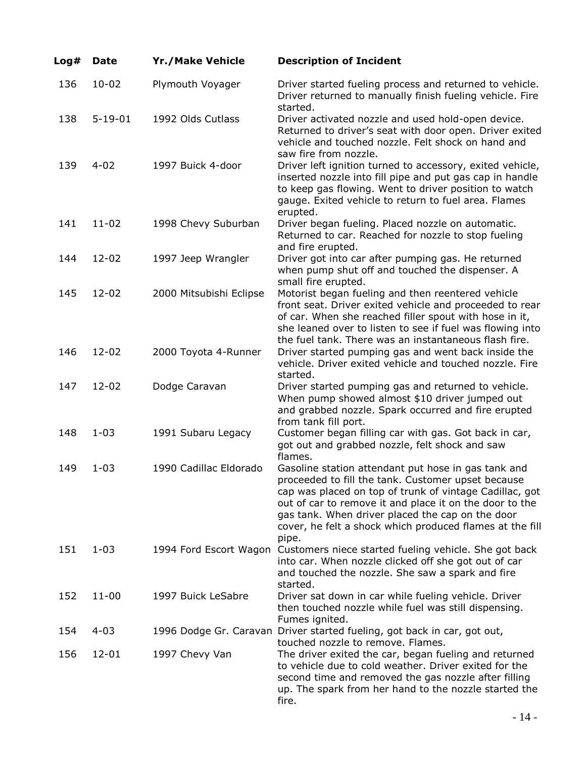| Log# | Date | Yr./Make Vehicle | Description of Incident |
|---|---|---|---|
| 136 | 10-02 | Plymouth Voyager | Driver started fueling process and returned to vehicle. Driver returned to manually finish fueling vehicle. Fire started. |
| 138 | 5-19-01 | 1992 Olds Cutlass | Driver activated nozzle and used hold-open device. Returned to driver's seat with door open. Driver exited vehicle and touched nozzle. Felt shock on hand and saw fire from nozzle. |
| 139 | 4-02 | 1997 Buick 4-door | Driver left ignition turned to accessory, exited vehicle, inserted nozzle into fill pipe and put gas cap in handle to keep gas flowing. Went to driver position to watch gauge. Exited vehicle to return to fuel area. Flames erupted. |
| 141 | 11-02 | 1998 Chevy Suburban | Driver began fueling. Placed nozzle on automatic. Returned to car. Reached for nozzle to stop fueling and fire erupted. |
| 144 | 12-02 | 1997 Jeep Wrangler | Driver got into car after pumping gas. He returned when pump shut off and touched the dispenser. A small fire erupted. |
| 145 | 12-02 | 2000 Mitsubishi Eclipse | Motorist began fueling and then reentered vehicle front seat. Driver exited vehicle and proceeded to rear of car. When she reached filler spout with hose in it, she leaned over to listen to see if fuel was flowing into the fuel tank. There was an instantaneous flash fire. |
| 146 | 12-02 | 2000 Toyota 4-Runner | Driver started pumping gas and went back inside the vehicle. Driver exited vehicle and touched nozzle. Fire started. |
| 147 | 12-02 | Dodge Caravan | Driver started pumping gas and returned to vehicle. When pump showed almost $10 driver jumped out and grabbed nozzle. Spark occurred and fire erupted from tank fill port. |
| 148 | 1-03 | 1991 Subaru Legacy | Customer began filling car with gas. Got back in car, got out and grabbed nozzle, felt shock and saw flames. |
| 149 | 1-03 | 1990 Cadillac Eldorado | Gasoline station attendant put hose in gas tank and proceeded to fill the tank. Customer upset because cap was placed on top of trunk of vintage Cadillac, got out of car to remove it and place it on the door to the gas tank. When driver placed the cap on the door cover, he felt a shock which produced flames at the fill pipe. |
| 151 | 1-03 | 1994 Ford Escort Wagon | Customers niece started fueling vehicle. She got back into car. When nozzle clicked off she got out of car and touched the nozzle. She saw a spark and fire started. |
| 152 | 11-00 | 1997 Buick LeSabre | Driver sat down in car while fueling vehicle. Driver then touched nozzle while fuel was still dispensing. Fumes ignited. |
| 154 | 4-03 | 1996 Dodge Gr. Caravan | Driver started fueling, got back in car, got out, touched nozzle to remove. Flames. |
| 156 | 12-01 | 1997 Chevy Van | The driver exited the car, began fueling and returned to vehicle due to cold weather. Driver exited for the second time and removed the gas nozzle after filling up. The spark from her hand to the nozzle started the fire. |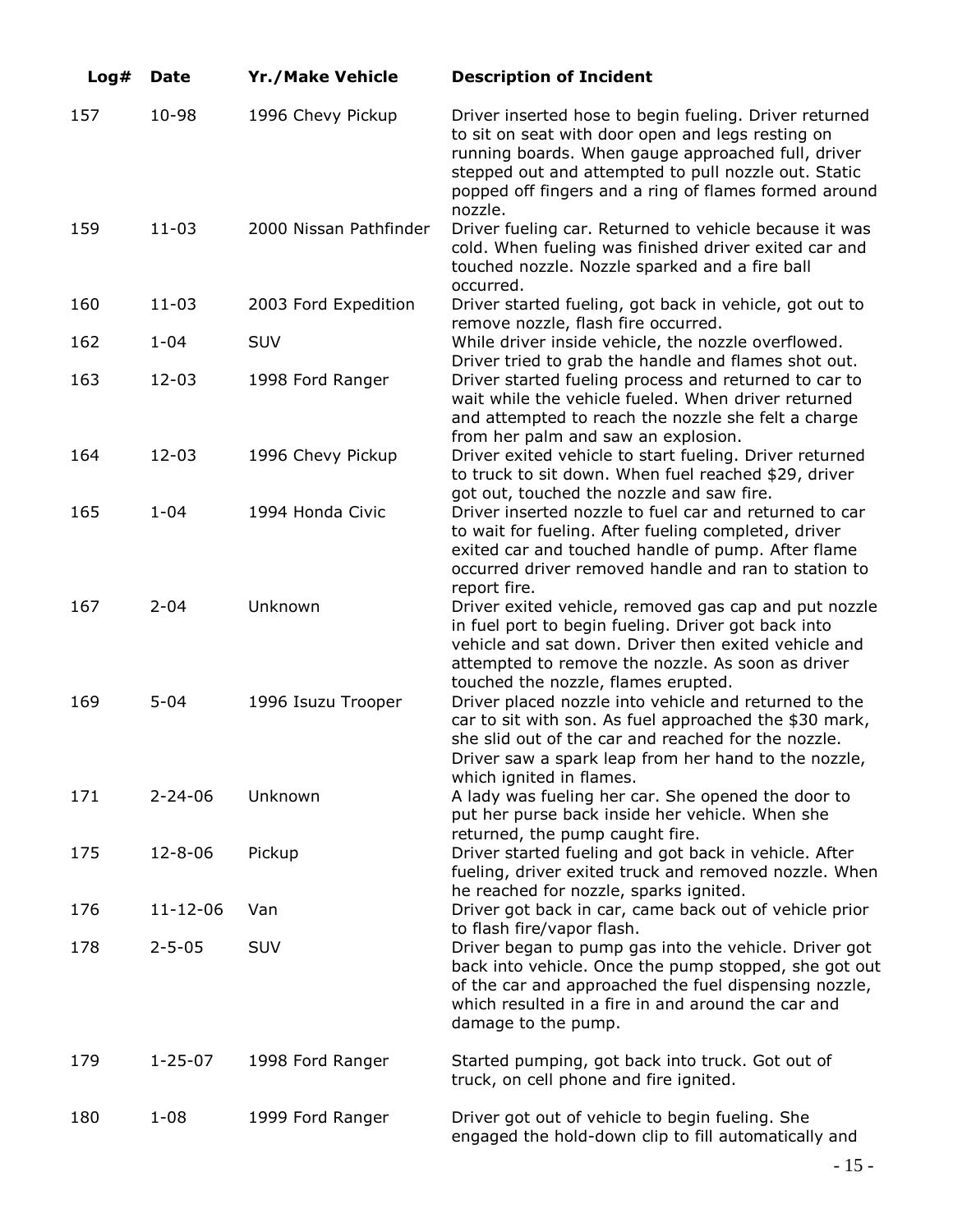| Log# | Date | Yr./Make Vehicle | Description of Incident |
|---|---|---|---|
| 157 | 10-98 | 1996 Chevy Pickup | Driver inserted hose to begin fueling. Driver returned to sit on seat with door open and legs resting on running boards. When gauge approached full, driver stepped out and attempted to pull nozzle out. Static popped off fingers and a ring of flames formed around nozzle. |
| 159 | 11-03 | 2000 Nissan Pathfinder | Driver fueling car. Returned to vehicle because it was cold. When fueling was finished driver exited car and touched nozzle. Nozzle sparked and a fire ball occurred. |
| 160 | 11-03 | 2003 Ford Expedition | Driver started fueling, got back in vehicle, got out to remove nozzle, flash fire occurred. |
| 162 | 1-04 | SUV | While driver inside vehicle, the nozzle overflowed. Driver tried to grab the handle and flames shot out. |
| 163 | 12-03 | 1998 Ford Ranger | Driver started fueling process and returned to car to wait while the vehicle fueled. When driver returned and attempted to reach the nozzle she felt a charge from her palm and saw an explosion. |
| 164 | 12-03 | 1996 Chevy Pickup | Driver exited vehicle to start fueling. Driver returned to truck to sit down. When fuel reached $29, driver got out, touched the nozzle and saw fire. |
| 165 | 1-04 | 1994 Honda Civic | Driver inserted nozzle to fuel car and returned to car to wait for fueling. After fueling completed, driver exited car and touched handle of pump. After flame occurred driver removed handle and ran to station to report fire. |
| 167 | 2-04 | Unknown | Driver exited vehicle, removed gas cap and put nozzle in fuel port to begin fueling. Driver got back into vehicle and sat down. Driver then exited vehicle and attempted to remove the nozzle. As soon as driver touched the nozzle, flames erupted. |
| 169 | 5-04 | 1996 Isuzu Trooper | Driver placed nozzle into vehicle and returned to the car to sit with son. As fuel approached the $30 mark, she slid out of the car and reached for the nozzle. Driver saw a spark leap from her hand to the nozzle, which ignited in flames. |
| 171 | 2-24-06 | Unknown | A lady was fueling her car. She opened the door to put her purse back inside her vehicle. When she returned, the pump caught fire. |
| 175 | 12-8-06 | Pickup | Driver started fueling and got back in vehicle. After fueling, driver exited truck and removed nozzle. When he reached for nozzle, sparks ignited. |
| 176 | 11-12-06 | Van | Driver got back in car, came back out of vehicle prior to flash fire/vapor flash. |
| 178 | 2-5-05 | SUV | Driver began to pump gas into the vehicle. Driver got back into vehicle. Once the pump stopped, she got out of the car and approached the fuel dispensing nozzle, which resulted in a fire in and around the car and damage to the pump. |
| 179 | 1-25-07 | 1998 Ford Ranger | Started pumping, got back into truck. Got out of truck, on cell phone and fire ignited. |
| 180 | 1-08 | 1999 Ford Ranger | Driver got out of vehicle to begin fueling. She engaged the hold-down clip to fill automatically and |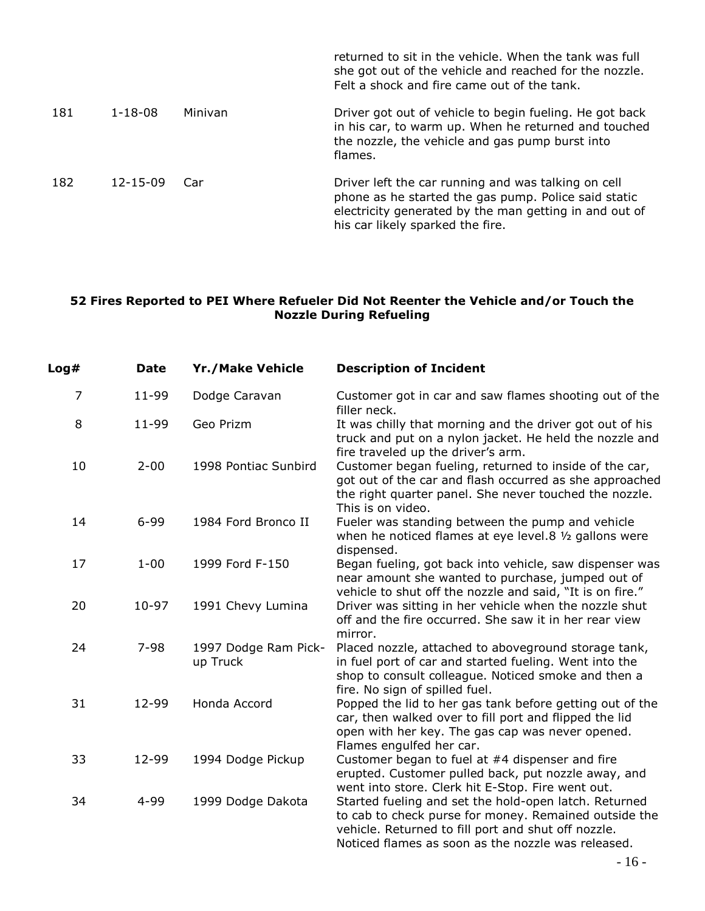| | | | |
|---|---|---|---|
| | | | returned to sit in the vehicle. When the tank was full she got out of the vehicle and reached for the nozzle. Felt a shock and fire came out of the tank. |
| 181 | 1-18-08 | Minivan | Driver got out of vehicle to begin fueling. He got back in his car, to warm up. When he returned and touched the nozzle, the vehicle and gas pump burst into flames. |
| 182 | 12-15-09 | Car | Driver left the car running and was talking on cell phone as he started the gas pump. Police said static electricity generated by the man getting in and out of his car likely sparked the fire. |

**52 Fires Reported to PEI Where Refueler Did Not Reenter the Vehicle and/or Touch the Nozzle During Refueling**

| Log# | Date | Yr./Make Vehicle | Description of Incident |
|---|---|---|---|
| 7 | 11-99 | Dodge Caravan | Customer got in car and saw flames shooting out of the filler neck. |
| 8 | 11-99 | Geo Prizm | It was chilly that morning and the driver got out of his truck and put on a nylon jacket. He held the nozzle and fire traveled up the driver's arm. |
| 10 | 2-00 | 1998 Pontiac Sunbird | Customer began fueling, returned to inside of the car, got out of the car and flash occurred as she approached the right quarter panel. She never touched the nozzle. This is on video. |
| 14 | 6-99 | 1984 Ford Bronco II | Fueler was standing between the pump and vehicle when he noticed flames at eye level.8 ½ gallons were dispensed. |
| 17 | 1-00 | 1999 Ford F-150 | Began fueling, got back into vehicle, saw dispenser was near amount she wanted to purchase, jumped out of vehicle to shut off the nozzle and said, "It is on fire." |
| 20 | 10-97 | 1991 Chevy Lumina | Driver was sitting in her vehicle when the nozzle shut off and the fire occurred. She saw it in her rear view mirror. |
| 24 | 7-98 | 1997 Dodge Ram Pick-up Truck | Placed nozzle, attached to aboveground storage tank, in fuel port of car and started fueling. Went into the shop to consult colleague. Noticed smoke and then a fire. No sign of spilled fuel. |
| 31 | 12-99 | Honda Accord | Popped the lid to her gas tank before getting out of the car, then walked over to fill port and flipped the lid open with her key. The gas cap was never opened. Flames engulfed her car. |
| 33 | 12-99 | 1994 Dodge Pickup | Customer began to fuel at #4 dispenser and fire erupted. Customer pulled back, put nozzle away, and went into store. Clerk hit E-Stop. Fire went out. |
| 34 | 4-99 | 1999 Dodge Dakota | Started fueling and set the hold-open latch. Returned to cab to check purse for money. Remained outside the vehicle. Returned to fill port and shut off nozzle. Noticed flames as soon as the nozzle was released. |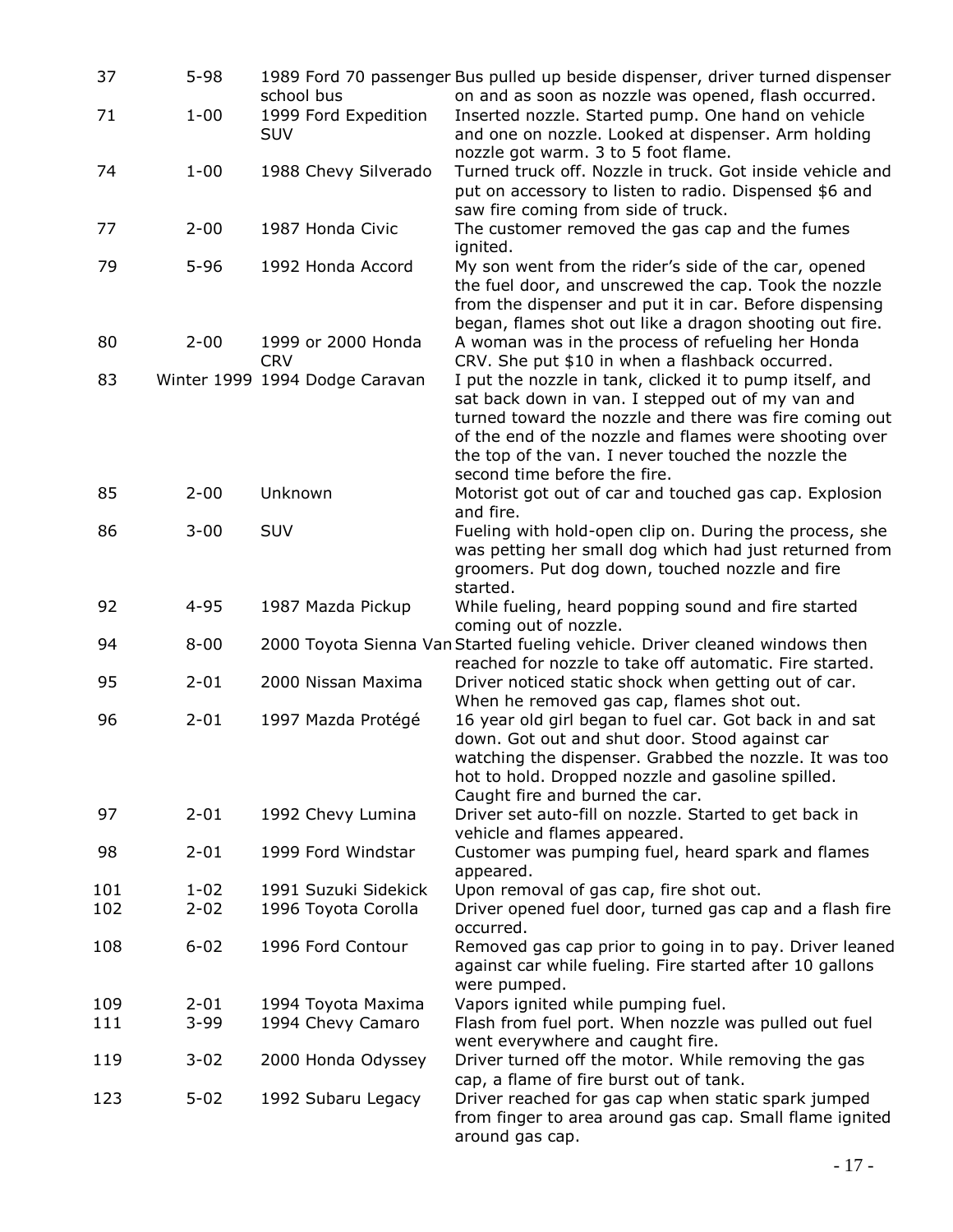| | | | |
|---|---|---|---|
| 37 | 5-98 | 1989 Ford 70 passenger school bus | Bus pulled up beside dispenser, driver turned dispenser on and as soon as nozzle was opened, flash occurred. |
| 71 | 1-00 | 1999 Ford Expedition SUV | Inserted nozzle. Started pump. One hand on vehicle and one on nozzle. Looked at dispenser. Arm holding nozzle got warm. 3 to 5 foot flame. |
| 74 | 1-00 | 1988 Chevy Silverado | Turned truck off. Nozzle in truck. Got inside vehicle and put on accessory to listen to radio. Dispensed $6 and saw fire coming from side of truck. |
| 77 | 2-00 | 1987 Honda Civic | The customer removed the gas cap and the fumes ignited. |
| 79 | 5-96 | 1992 Honda Accord | My son went from the rider's side of the car, opened the fuel door, and unscrewed the cap. Took the nozzle from the dispenser and put it in car. Before dispensing began, flames shot out like a dragon shooting out fire. |
| 80 | 2-00 | 1999 or 2000 Honda CRV | A woman was in the process of refueling her Honda CRV. She put $10 in when a flashback occurred. |
| 83 | Winter 1999 | 1994 Dodge Caravan | I put the nozzle in tank, clicked it to pump itself, and sat back down in van. I stepped out of my van and turned toward the nozzle and there was fire coming out of the end of the nozzle and flames were shooting over the top of the van. I never touched the nozzle the second time before the fire. |
| 85 | 2-00 | Unknown | Motorist got out of car and touched gas cap. Explosion and fire. |
| 86 | 3-00 | SUV | Fueling with hold-open clip on. During the process, she was petting her small dog which had just returned from groomers. Put dog down, touched nozzle and fire started. |
| 92 | 4-95 | 1987 Mazda Pickup | While fueling, heard popping sound and fire started coming out of nozzle. |
| 94 | 8-00 | 2000 Toyota Sienna Van | Started fueling vehicle. Driver cleaned windows then reached for nozzle to take off automatic. Fire started. |
| 95 | 2-01 | 2000 Nissan Maxima | Driver noticed static shock when getting out of car. When he removed gas cap, flames shot out. |
| 96 | 2-01 | 1997 Mazda Protégé | 16 year old girl began to fuel car. Got back in and sat down. Got out and shut door. Stood against car watching the dispenser. Grabbed the nozzle. It was too hot to hold. Dropped nozzle and gasoline spilled. Caught fire and burned the car. |
| 97 | 2-01 | 1992 Chevy Lumina | Driver set auto-fill on nozzle. Started to get back in vehicle and flames appeared. |
| 98 | 2-01 | 1999 Ford Windstar | Customer was pumping fuel, heard spark and flames appeared. |
| 101 | 1-02 | 1991 Suzuki Sidekick | Upon removal of gas cap, fire shot out. |
| 102 | 2-02 | 1996 Toyota Corolla | Driver opened fuel door, turned gas cap and a flash fire occurred. |
| 108 | 6-02 | 1996 Ford Contour | Removed gas cap prior to going in to pay. Driver leaned against car while fueling. Fire started after 10 gallons were pumped. |
| 109 | 2-01 | 1994 Toyota Maxima | Vapors ignited while pumping fuel. |
| 111 | 3-99 | 1994 Chevy Camaro | Flash from fuel port. When nozzle was pulled out fuel went everywhere and caught fire. |
| 119 | 3-02 | 2000 Honda Odyssey | Driver turned off the motor. While removing the gas cap, a flame of fire burst out of tank. |
| 123 | 5-02 | 1992 Subaru Legacy | Driver reached for gas cap when static spark jumped from finger to area around gas cap. Small flame ignited around gas cap. |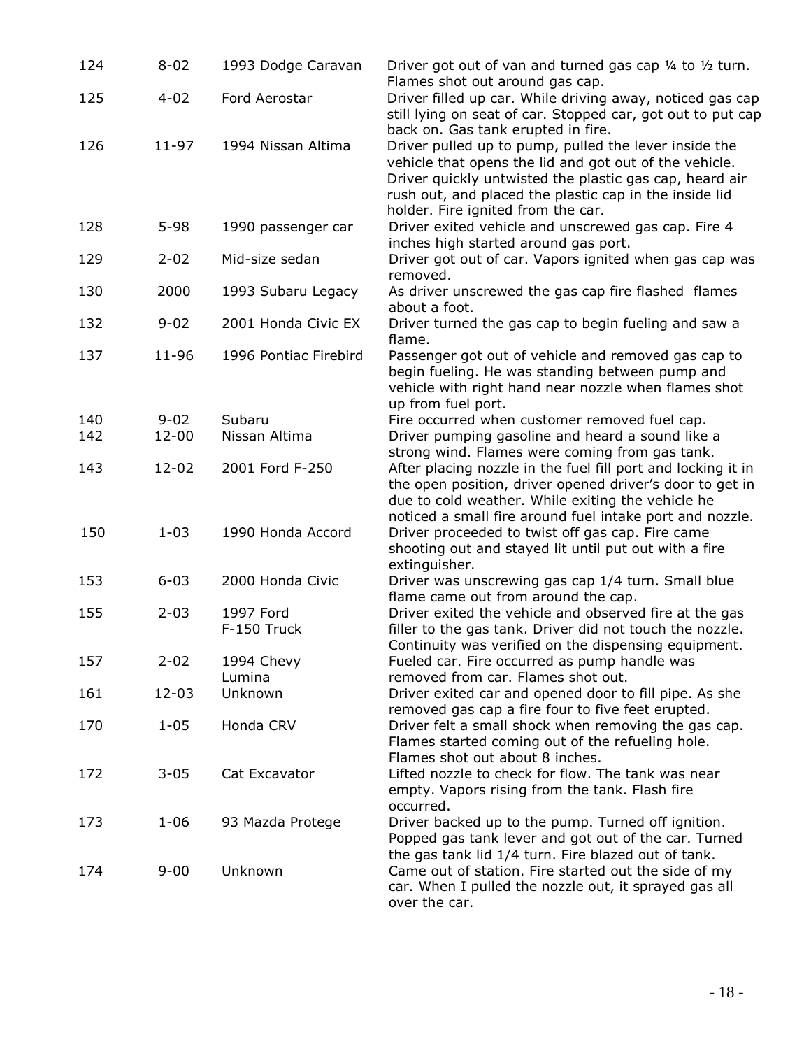| | | | |
|---|---|---|---|
| 124 | 8-02 | 1993 Dodge Caravan | Driver got out of van and turned gas cap ¼ to ½ turn. Flames shot out around gas cap. |
| 125 | 4-02 | Ford Aerostar | Driver filled up car. While driving away, noticed gas cap still lying on seat of car. Stopped car, got out to put cap back on. Gas tank erupted in fire. |
| 126 | 11-97 | 1994 Nissan Altima | Driver pulled up to pump, pulled the lever inside the vehicle that opens the lid and got out of the vehicle. Driver quickly untwisted the plastic gas cap, heard air rush out, and placed the plastic cap in the inside lid holder. Fire ignited from the car. |
| 128 | 5-98 | 1990 passenger car | Driver exited vehicle and unscrewed gas cap. Fire 4 inches high started around gas port. |
| 129 | 2-02 | Mid-size sedan | Driver got out of car. Vapors ignited when gas cap was removed. |
| 130 | 2000 | 1993 Subaru Legacy | As driver unscrewed the gas cap fire flashed flames about a foot. |
| 132 | 9-02 | 2001 Honda Civic EX | Driver turned the gas cap to begin fueling and saw a flame. |
| 137 | 11-96 | 1996 Pontiac Firebird | Passenger got out of vehicle and removed gas cap to begin fueling. He was standing between pump and vehicle with right hand near nozzle when flames shot up from fuel port. |
| 140 | 9-02 | Subaru | Fire occurred when customer removed fuel cap. |
| 142 | 12-00 | Nissan Altima | Driver pumping gasoline and heard a sound like a strong wind. Flames were coming from gas tank. |
| 143 | 12-02 | 2001 Ford F-250 | After placing nozzle in the fuel fill port and locking it in the open position, driver opened driver's door to get in due to cold weather. While exiting the vehicle he noticed a small fire around fuel intake port and nozzle. |
| 150 | 1-03 | 1990 Honda Accord | Driver proceeded to twist off gas cap. Fire came shooting out and stayed lit until put out with a fire extinguisher. |
| 153 | 6-03 | 2000 Honda Civic | Driver was unscrewing gas cap 1/4 turn. Small blue flame came out from around the cap. |
| 155 | 2-03 | 1997 Ford F-150 Truck | Driver exited the vehicle and observed fire at the gas filler to the gas tank. Driver did not touch the nozzle. Continuity was verified on the dispensing equipment. |
| 157 | 2-02 | 1994 Chevy Lumina | Fueled car. Fire occurred as pump handle was removed from car. Flames shot out. |
| 161 | 12-03 | Unknown | Driver exited car and opened door to fill pipe. As she removed gas cap a fire four to five feet erupted. |
| 170 | 1-05 | Honda CRV | Driver felt a small shock when removing the gas cap. Flames started coming out of the refueling hole. Flames shot out about 8 inches. |
| 172 | 3-05 | Cat Excavator | Lifted nozzle to check for flow. The tank was near empty. Vapors rising from the tank. Flash fire occurred. |
| 173 | 1-06 | 93 Mazda Protege | Driver backed up to the pump. Turned off ignition. Popped gas tank lever and got out of the car. Turned the gas tank lid 1/4 turn. Fire blazed out of tank. |
| 174 | 9-00 | Unknown | Came out of station. Fire started out the side of my car. When I pulled the nozzle out, it sprayed gas all over the car. |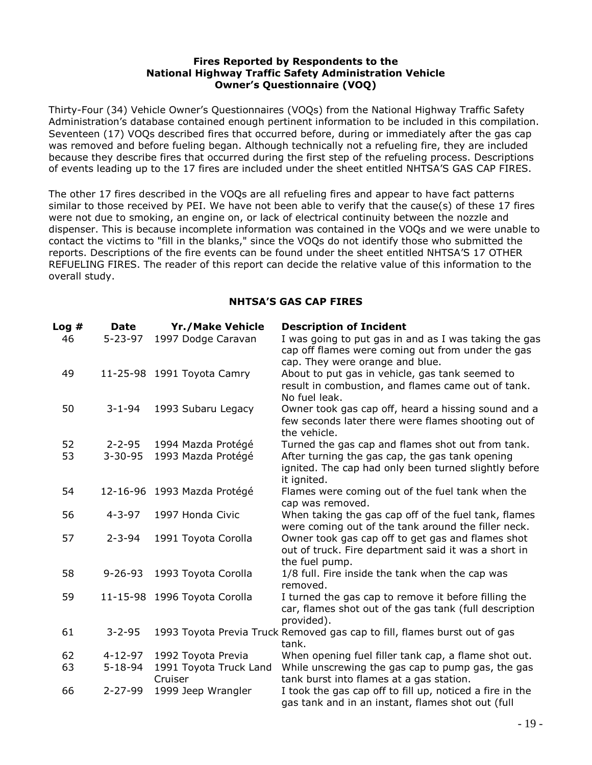**Fires Reported by Respondents to the National Highway Traffic Safety Administration Vehicle Owner's Questionnaire (VOQ)**

Thirty-Four (34) Vehicle Owner's Questionnaires (VOQs) from the National Highway Traffic Safety Administration's database contained enough pertinent information to be included in this compilation. Seventeen (17) VOQs described fires that occurred before, during or immediately after the gas cap was removed and before fueling began. Although technically not a refueling fire, they are included because they describe fires that occurred during the first step of the refueling process. Descriptions of events leading up to the 17 fires are included under the sheet entitled NHTSA'S GAS CAP FIRES.

The other 17 fires described in the VOQs are all refueling fires and appear to have fact patterns similar to those received by PEI. We have not been able to verify that the cause(s) of these 17 fires were not due to smoking, an engine on, or lack of electrical continuity between the nozzle and dispenser. This is because incomplete information was contained in the VOQs and we were unable to contact the victims to "fill in the blanks," since the VOQs do not identify those who submitted the reports. Descriptions of the fire events can be found under the sheet entitled NHTSA'S 17 OTHER REFUELING FIRES. The reader of this report can decide the relative value of this information to the overall study.

**NHTSA'S GAS CAP FIRES**

| Log # | Date | Yr./Make Vehicle | Description of Incident |
|---|---|---|---|
| 46 | 5-23-97 | 1997 Dodge Caravan | I was going to put gas in and as I was taking the gas cap off flames were coming out from under the gas cap. They were orange and blue. |
| 49 | 11-25-98 | 1991 Toyota Camry | About to put gas in vehicle, gas tank seemed to result in combustion, and flames came out of tank. No fuel leak. |
| 50 | 3-1-94 | 1993 Subaru Legacy | Owner took gas cap off, heard a hissing sound and a few seconds later there were flames shooting out of the vehicle. |
| 52 | 2-2-95 | 1994 Mazda Protégé | Turned the gas cap and flames shot out from tank. |
| 53 | 3-30-95 | 1993 Mazda Protégé | After turning the gas cap, the gas tank opening ignited. The cap had only been turned slightly before it ignited. |
| 54 | 12-16-96 | 1993 Mazda Protégé | Flames were coming out of the fuel tank when the cap was removed. |
| 56 | 4-3-97 | 1997 Honda Civic | When taking the gas cap off of the fuel tank, flames were coming out of the tank around the filler neck. |
| 57 | 2-3-94 | 1991 Toyota Corolla | Owner took gas cap off to get gas and flames shot out of truck. Fire department said it was a short in the fuel pump. |
| 58 | 9-26-93 | 1993 Toyota Corolla | 1/8 full. Fire inside the tank when the cap was removed. |
| 59 | 11-15-98 | 1996 Toyota Corolla | I turned the gas cap to remove it before filling the car, flames shot out of the gas tank (full description provided). |
| 61 | 3-2-95 | 1993 Toyota Previa Truck | Removed gas cap to fill, flames burst out of gas tank. |
| 62 | 4-12-97 | 1992 Toyota Previa | When opening fuel filler tank cap, a flame shot out. |
| 63 | 5-18-94 | 1991 Toyota Truck Land Cruiser | While unscrewing the gas cap to pump gas, the gas tank burst into flames at a gas station. |
| 66 | 2-27-99 | 1999 Jeep Wrangler | I took the gas cap off to fill up, noticed a fire in the gas tank and in an instant, flames shot out (full |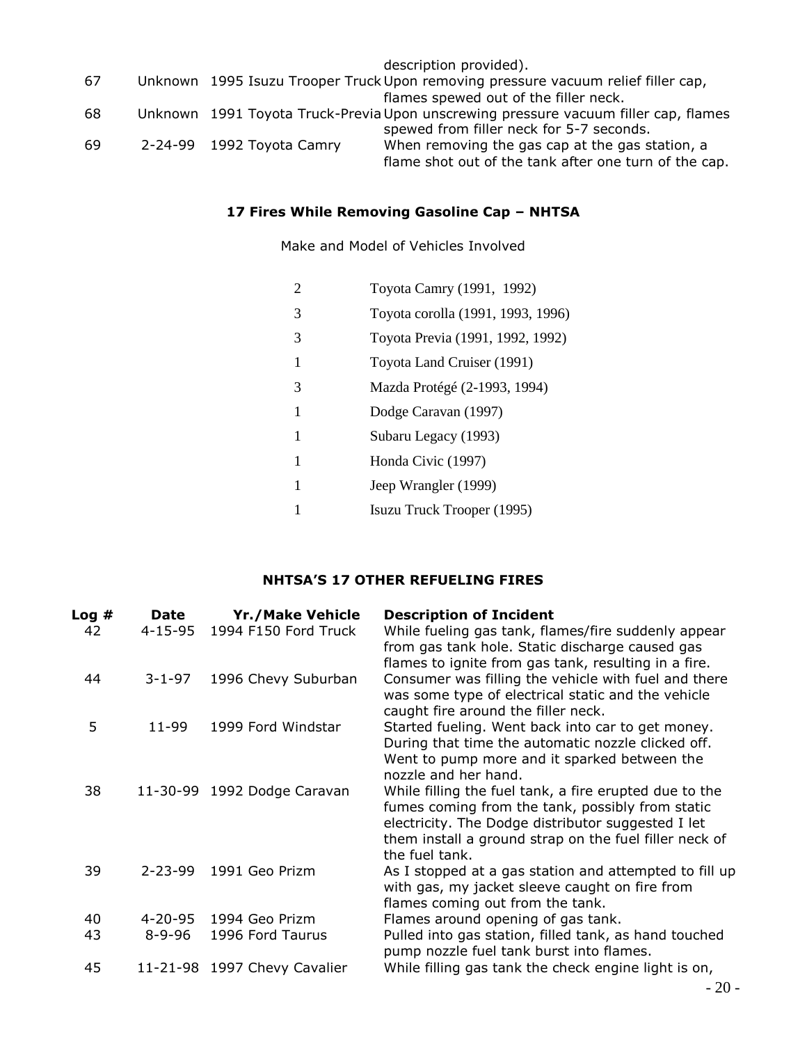| | | | description provided). |
|---|---|---|---|
| 67 | Unknown | 1995 Isuzu Trooper Truck | Upon removing pressure vacuum relief filler cap, flames spewed out of the filler neck. |
| 68 | Unknown | 1991 Toyota Truck-Previa | Upon unscrewing pressure vacuum filler cap, flames spewed from filler neck for 5-7 seconds. |
| 69 | 2-24-99 | 1992 Toyota Camry | When removing the gas cap at the gas station, a flame shot out of the tank after one turn of the cap. |

### 17 Fires While Removing Gasoline Cap – NHTSA

Make and Model of Vehicles Involved

| | |
|---|---|
| 2 | Toyota Camry (1991, 1992) |
| 3 | Toyota corolla (1991, 1993, 1996) |
| 3 | Toyota Previa (1991, 1992, 1992) |
| 1 | Toyota Land Cruiser (1991) |
| 3 | Mazda Protégé (2-1993, 1994) |
| 1 | Dodge Caravan (1997) |
| 1 | Subaru Legacy (1993) |
| 1 | Honda Civic (1997) |
| 1 | Jeep Wrangler (1999) |
| 1 | Isuzu Truck Trooper (1995) |

### NHTSA'S 17 OTHER REFUELING FIRES

| Log # | Date | Yr./Make Vehicle | Description of Incident |
|---|---|---|---|
| 42 | 4-15-95 | 1994 F150 Ford Truck | While fueling gas tank, flames/fire suddenly appear from gas tank hole. Static discharge caused gas flames to ignite from gas tank, resulting in a fire. |
| 44 | 3-1-97 | 1996 Chevy Suburban | Consumer was filling the vehicle with fuel and there was some type of electrical static and the vehicle caught fire around the filler neck. |
| 5 | 11-99 | 1999 Ford Windstar | Started fueling. Went back into car to get money. During that time the automatic nozzle clicked off. Went to pump more and it sparked between the nozzle and her hand. |
| 38 | 11-30-99 | 1992 Dodge Caravan | While filling the fuel tank, a fire erupted due to the fumes coming from the tank, possibly from static electricity. The Dodge distributor suggested I let them install a ground strap on the fuel filler neck of the fuel tank. |
| 39 | 2-23-99 | 1991 Geo Prizm | As I stopped at a gas station and attempted to fill up with gas, my jacket sleeve caught on fire from flames coming out from the tank. |
| 40 | 4-20-95 | 1994 Geo Prizm | Flames around opening of gas tank. |
| 43 | 8-9-96 | 1996 Ford Taurus | Pulled into gas station, filled tank, as hand touched pump nozzle fuel tank burst into flames. |
| 45 | 11-21-98 | 1997 Chevy Cavalier | While filling gas tank the check engine light is on, |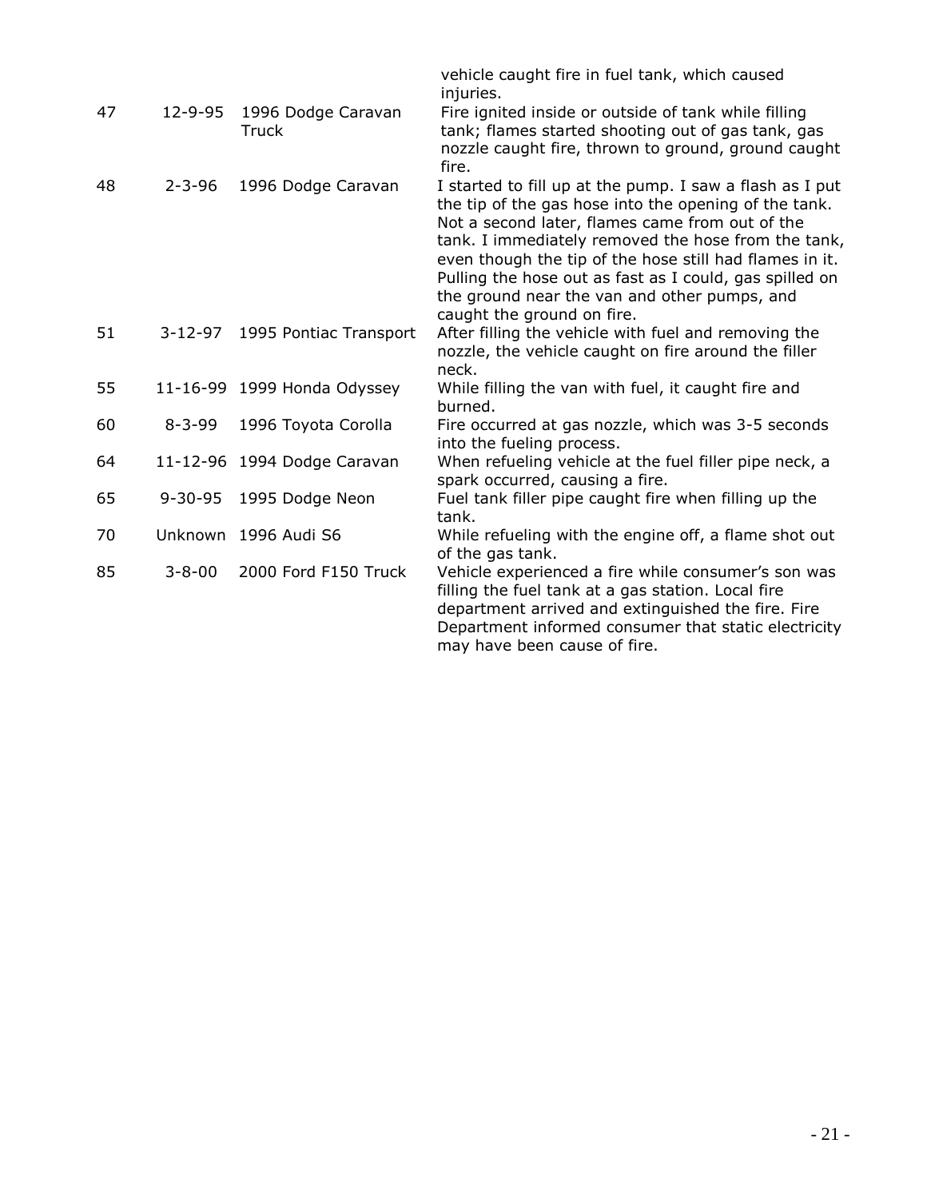| | | | |
|---|---|---|---|
| | | | vehicle caught fire in fuel tank, which caused injuries. |
| 47 | 12-9-95 | 1996 Dodge Caravan Truck | Fire ignited inside or outside of tank while filling tank; flames started shooting out of gas tank, gas nozzle caught fire, thrown to ground, ground caught fire. |
| 48 | 2-3-96 | 1996 Dodge Caravan | I started to fill up at the pump. I saw a flash as I put the tip of the gas hose into the opening of the tank. Not a second later, flames came from out of the tank. I immediately removed the hose from the tank, even though the tip of the hose still had flames in it. Pulling the hose out as fast as I could, gas spilled on the ground near the van and other pumps, and caught the ground on fire. |
| 51 | 3-12-97 | 1995 Pontiac Transport | After filling the vehicle with fuel and removing the nozzle, the vehicle caught on fire around the filler neck. |
| 55 | 11-16-99 | 1999 Honda Odyssey | While filling the van with fuel, it caught fire and burned. |
| 60 | 8-3-99 | 1996 Toyota Corolla | Fire occurred at gas nozzle, which was 3-5 seconds into the fueling process. |
| 64 | 11-12-96 | 1994 Dodge Caravan | When refueling vehicle at the fuel filler pipe neck, a spark occurred, causing a fire. |
| 65 | 9-30-95 | 1995 Dodge Neon | Fuel tank filler pipe caught fire when filling up the tank. |
| 70 | Unknown | 1996 Audi S6 | While refueling with the engine off, a flame shot out of the gas tank. |
| 85 | 3-8-00 | 2000 Ford F150 Truck | Vehicle experienced a fire while consumer's son was filling the fuel tank at a gas station. Local fire department arrived and extinguished the fire. Fire Department informed consumer that static electricity may have been cause of fire. |